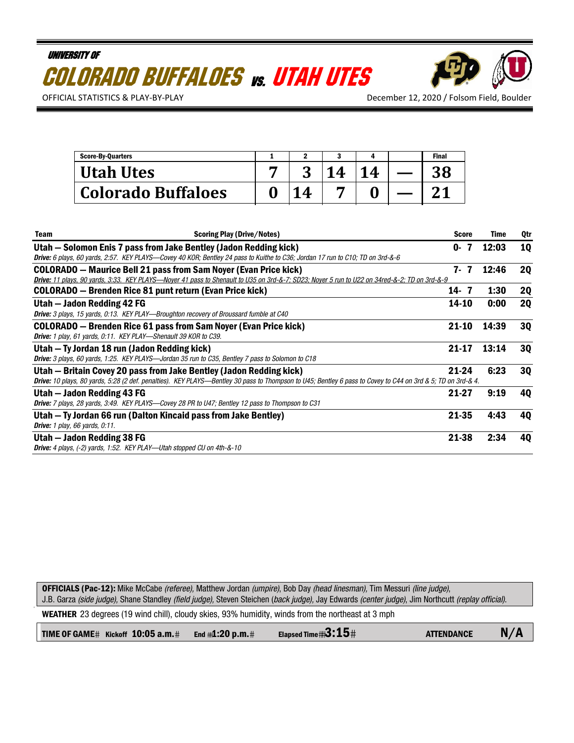UNIVERSITY OF

# COLORADO BUFFALOES vs. UTAH UTES

OFFICIAL STATISTICS & PLAY-BY-PLAY

December 12, 2020 / Folsom Field, Boulder

| Score-By-Quarters | 1 | 2 | 3 | 4 | | Final |
|---|---|---|---|---|---|---|
| Utah Utes | 7 | 3 | 14 | 14 | — | 38 |
| Colorado Buffaloes | 0 | 14 | 7 | 0 | — | 21 |

| Team | Scoring Play (Drive/Notes) | Score | Time | Qtr |
|---|---|---|---|---|
| **Utah – Solomon Enis 7 pass from Jake Bentley (Jadon Redding kick)** *Drive: 6 plays, 60 yards, 2:57. KEY PLAYS—Covey 40 KOR; Bentley 24 pass to Kuithe to C36; Jordan 17 run to C10; TD on 3rd-&-6* | | 0- 7 | 12:03 | 1Q |
| **COLORADO – Maurice Bell 21 pass from Sam Noyer (Evan Price kick)** *Drive: 11 plays, 90 yards, 3:33. KEY PLAYS—Noyer 41 pass to Shenault to U35 on 3rd-&-7; SD23; Noyer 5 run to U22 on 34red-&-2; TD on 3rd-&-9* | | 7- 7 | 12:46 | 2Q |
| **COLORADO – Brenden Rice 81 punt return (Evan Price kick)** | | 14- 7 | 1:30 | 2Q |
| **Utah – Jadon Redding 42 FG** *Drive: 3 plays, 15 yards, 0:13. KEY PLAY—Broughton recovery of Broussard fumble at C40* | | 14-10 | 0:00 | 2Q |
| **COLORADO – Brenden Rice 61 pass from Sam Noyer (Evan Price kick)** *Drive: 1 play, 61 yards, 0:11. KEY PLAY—Shenault 39 KOR to C39.* | | 21-10 | 14:39 | 3Q |
| **Utah – Ty Jordan 18 run (Jadon Redding kick)** *Drive: 3 plays, 60 yards, 1:25. KEY PLAYS—Jordan 35 run to C35, Bentley 7 pass to Solomon to C18* | | 21-17 | 13:14 | 3Q |
| **Utah – Britain Covey 20 pass from Jake Bentley (Jadon Redding kick)** *Drive: 10 plays, 80 yards, 5:28 (2 def. penalties). KEY PLAYS—Bentley 30 pass to Thompson to U45; Bentley 6 pass to Covey to C44 on 3rd & 5; TD on 3rd-& 4.* | | 21-24 | 6:23 | 3Q |
| **Utah – Jadon Redding 43 FG** *Drive: 7 plays, 28 yards, 3:49. KEY PLAYS—Covey 28 PR to U47; Bentley 12 pass to Thompson to C31* | | 21-27 | 9:19 | 4Q |
| **Utah – Ty Jordan 66 run (Dalton Kincaid pass from Jake Bentley)** *Drive: 1 play, 66 yards, 0:11.* | | 21-35 | 4:43 | 4Q |
| **Utah – Jadon Redding 38 FG** *Drive: 4 plays, (-2) yards, 1:52. KEY PLAY—Utah stopped CU on 4th-&-10* | | 21-38 | 2:34 | 4Q |

**OFFICIALS (Pac-12):** Mike McCabe *(referee)*, Matthew Jordan *(umpire)*, Bob Day *(head linesman)*, Tim Messuri *(line judge)*, J.B. Garza *(side judge)*, Shane Standley *(field judge)*, Steven Steichen (*back judge)*, Jay Edwards *(center judge)*, Jim Northcutt *(replay official)*.

**WEATHER** 23 degrees (19 wind chill), cloudy skies, 93% humidity, winds from the northeast at 3 mph

**TIME OF GAME** Kickoff **10:05 a.m.** End **1:20 p.m.** Elapsed Time **3:15** **ATTENDANCE** **N/A**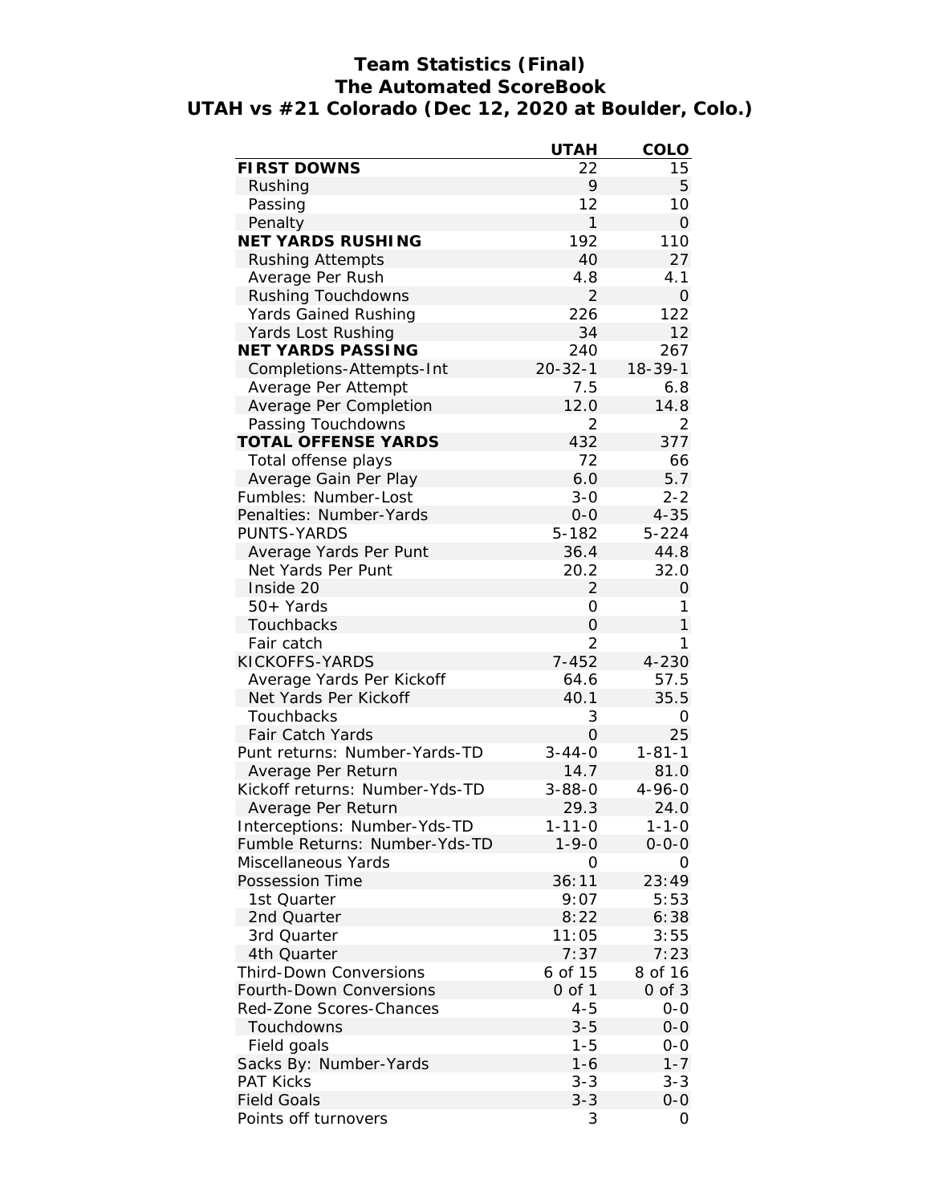# Team Statistics (Final)
## The Automated ScoreBook
## UTAH vs #21 Colorado (Dec 12, 2020 at Boulder, Colo.)

| | UTAH | COLO |
|---|---|---|
| **FIRST DOWNS** | 22 | 15 |
| Rushing | 9 | 5 |
| Passing | 12 | 10 |
| Penalty | 1 | 0 |
| **NET YARDS RUSHING** | 192 | 110 |
| Rushing Attempts | 40 | 27 |
| Average Per Rush | 4.8 | 4.1 |
| Rushing Touchdowns | 2 | 0 |
| Yards Gained Rushing | 226 | 122 |
| Yards Lost Rushing | 34 | 12 |
| **NET YARDS PASSING** | 240 | 267 |
| Completions-Attempts-Int | 20-32-1 | 18-39-1 |
| Average Per Attempt | 7.5 | 6.8 |
| Average Per Completion | 12.0 | 14.8 |
| Passing Touchdowns | 2 | 2 |
| **TOTAL OFFENSE YARDS** | 432 | 377 |
| Total offense plays | 72 | 66 |
| Average Gain Per Play | 6.0 | 5.7 |
| Fumbles: Number-Lost | 3-0 | 2-2 |
| Penalties: Number-Yards | 0-0 | 4-35 |
| PUNTS-YARDS | 5-182 | 5-224 |
| Average Yards Per Punt | 36.4 | 44.8 |
| Net Yards Per Punt | 20.2 | 32.0 |
| Inside 20 | 2 | 0 |
| 50+ Yards | 0 | 1 |
| Touchbacks | 0 | 1 |
| Fair catch | 2 | 1 |
| KICKOFFS-YARDS | 7-452 | 4-230 |
| Average Yards Per Kickoff | 64.6 | 57.5 |
| Net Yards Per Kickoff | 40.1 | 35.5 |
| Touchbacks | 3 | 0 |
| Fair Catch Yards | 0 | 25 |
| Punt returns: Number-Yards-TD | 3-44-0 | 1-81-1 |
| Average Per Return | 14.7 | 81.0 |
| Kickoff returns: Number-Yds-TD | 3-88-0 | 4-96-0 |
| Average Per Return | 29.3 | 24.0 |
| Interceptions: Number-Yds-TD | 1-11-0 | 1-1-0 |
| Fumble Returns: Number-Yds-TD | 1-9-0 | 0-0-0 |
| Miscellaneous Yards | 0 | 0 |
| Possession Time | 36:11 | 23:49 |
| 1st Quarter | 9:07 | 5:53 |
| 2nd Quarter | 8:22 | 6:38 |
| 3rd Quarter | 11:05 | 3:55 |
| 4th Quarter | 7:37 | 7:23 |
| Third-Down Conversions | 6 of 15 | 8 of 16 |
| Fourth-Down Conversions | 0 of 1 | 0 of 3 |
| Red-Zone Scores-Chances | 4-5 | 0-0 |
| Touchdowns | 3-5 | 0-0 |
| Field goals | 1-5 | 0-0 |
| Sacks By: Number-Yards | 1-6 | 1-7 |
| PAT Kicks | 3-3 | 3-3 |
| Field Goals | 3-3 | 0-0 |
| Points off turnovers | 3 | 0 |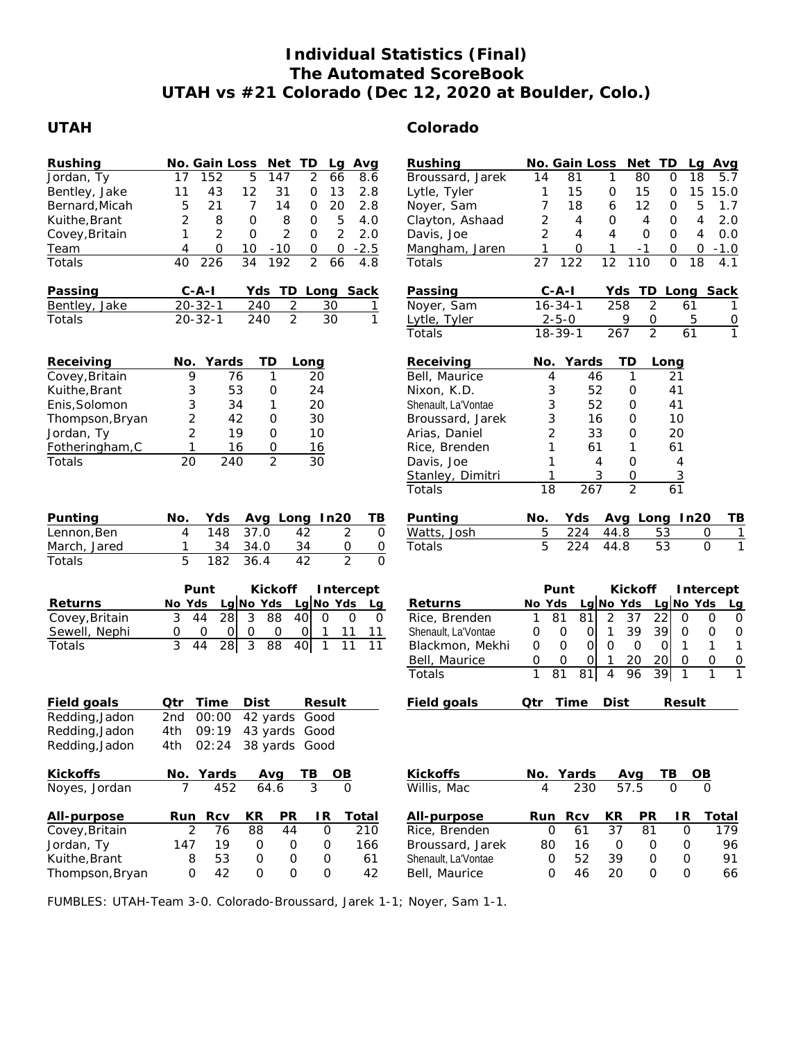# Individual Statistics (Final)
# The Automated ScoreBook
# UTAH vs #21 Colorado (Dec 12, 2020 at Boulder, Colo.)

## UTAH

| Rushing | No. | Gain | Loss | Net | TD | Lg | Avg |
|---|---|---|---|---|---|---|---|
| Jordan, Ty | 17 | 152 | 5 | 147 | 2 | 66 | 8.6 |
| Bentley, Jake | 11 | 43 | 12 | 31 | 0 | 13 | 2.8 |
| Bernard,Micah | 5 | 21 | 7 | 14 | 0 | 20 | 2.8 |
| Kuithe,Brant | 2 | 8 | 0 | 8 | 0 | 5 | 4.0 |
| Covey,Britain | 1 | 2 | 0 | 2 | 0 | 2 | 2.0 |
| Team | 4 | 0 | 10 | -10 | 0 | 0 | -2.5 |
| Totals | 40 | 226 | 34 | 192 | 2 | 66 | 4.8 |

| Passing | C-A-I | Yds | TD | Long | Sack |
|---|---|---|---|---|---|
| Bentley, Jake | 20-32-1 | 240 | 2 | 30 | 1 |
| Totals | 20-32-1 | 240 | 2 | 30 | 1 |

| Receiving | No. | Yards | TD | Long |
|---|---|---|---|---|
| Covey,Britain | 9 | 76 | 1 | 20 |
| Kuithe,Brant | 3 | 53 | 0 | 24 |
| Enis,Solomon | 3 | 34 | 1 | 20 |
| Thompson,Bryan | 2 | 42 | 0 | 30 |
| Jordan, Ty | 2 | 19 | 0 | 10 |
| Fotheringham,C | 1 | 16 | 0 | 16 |
| Totals | 20 | 240 | 2 | 30 |

| Punting | No. | Yds | Avg | Long | In20 | TB |
|---|---|---|---|---|---|---|
| Lennon,Ben | 4 | 148 | 37.0 | 42 | 2 | 0 |
| March, Jared | 1 | 34 | 34.0 | 34 | 0 | 0 |
| Totals | 5 | 182 | 36.4 | 42 | 2 | 0 |

| | Punt | | | Kickoff | | | Intercept | | |
|---|---|---|---|---|---|---|---|---|---|
| Returns | No | Yds | Lg | No | Yds | Lg | No | Yds | Lg |
| Covey,Britain | 3 | 44 | 28 | 3 | 88 | 40 | 0 | 0 | 0 |
| Sewell, Nephi | 0 | 0 | 0 | 0 | 0 | 0 | 1 | 11 | 11 |
| Totals | 3 | 44 | 28 | 3 | 88 | 40 | 1 | 11 | 11 |

| Field goals | Qtr | Time | Dist | Result |
|---|---|---|---|---|
| Redding,Jadon | 2nd | 00:00 | 42 yards | Good |
| Redding,Jadon | 4th | 09:19 | 43 yards | Good |
| Redding,Jadon | 4th | 02:24 | 38 yards | Good |

| Kickoffs | No. | Yards | Avg | TB | OB |
|---|---|---|---|---|---|
| Noyes, Jordan | 7 | 452 | 64.6 | 3 | 0 |

| All-purpose | Run | Rcv | KR | PR | IR | Total |
|---|---|---|---|---|---|---|
| Covey,Britain | 2 | 76 | 88 | 44 | 0 | 210 |
| Jordan, Ty | 147 | 19 | 0 | 0 | 0 | 166 |
| Kuithe,Brant | 8 | 53 | 0 | 0 | 0 | 61 |
| Thompson,Bryan | 0 | 42 | 0 | 0 | 0 | 42 |

## Colorado

| Rushing | No. | Gain | Loss | Net | TD | Lg | Avg |
|---|---|---|---|---|---|---|---|
| Broussard, Jarek | 14 | 81 | 1 | 80 | 0 | 18 | 5.7 |
| Lytle, Tyler | 1 | 15 | 0 | 15 | 0 | 15 | 15.0 |
| Noyer, Sam | 7 | 18 | 6 | 12 | 0 | 5 | 1.7 |
| Clayton, Ashaad | 2 | 4 | 0 | 4 | 0 | 4 | 2.0 |
| Davis, Joe | 2 | 4 | 4 | 0 | 0 | 4 | 0.0 |
| Mangham, Jaren | 1 | 0 | 1 | -1 | 0 | 0 | -1.0 |
| Totals | 27 | 122 | 12 | 110 | 0 | 18 | 4.1 |

| Passing | C-A-I | Yds | TD | Long | Sack |
|---|---|---|---|---|---|
| Noyer, Sam | 16-34-1 | 258 | 2 | 61 | 1 |
| Lytle, Tyler | 2-5-0 | 9 | 0 | 5 | 0 |
| Totals | 18-39-1 | 267 | 2 | 61 | 1 |

| Receiving | No. | Yards | TD | Long |
|---|---|---|---|---|
| Bell, Maurice | 4 | 46 | 1 | 21 |
| Nixon, K.D. | 3 | 52 | 0 | 41 |
| Shenault, La'Vontae | 3 | 52 | 0 | 41 |
| Broussard, Jarek | 3 | 16 | 0 | 10 |
| Arias, Daniel | 2 | 33 | 0 | 20 |
| Rice, Brenden | 1 | 61 | 1 | 61 |
| Davis, Joe | 1 | 4 | 0 | 4 |
| Stanley, Dimitri | 1 | 3 | 0 | 3 |
| Totals | 18 | 267 | 2 | 61 |

| Punting | No. | Yds | Avg | Long | In20 | TB |
|---|---|---|---|---|---|---|
| Watts, Josh | 5 | 224 | 44.8 | 53 | 0 | 1 |
| Totals | 5 | 224 | 44.8 | 53 | 0 | 1 |

| | Punt | | | Kickoff | | | Intercept | | |
|---|---|---|---|---|---|---|---|---|---|
| Returns | No | Yds | Lg | No | Yds | Lg | No | Yds | Lg |
| Rice, Brenden | 1 | 81 | 81 | 2 | 37 | 22 | 0 | 0 | 0 |
| Shenault, La'Vontae | 0 | 0 | 0 | 1 | 39 | 39 | 0 | 0 | 0 |
| Blackmon, Mekhi | 0 | 0 | 0 | 0 | 0 | 0 | 1 | 1 | 1 |
| Bell, Maurice | 0 | 0 | 0 | 1 | 20 | 20 | 0 | 0 | 0 |
| Totals | 1 | 81 | 81 | 4 | 96 | 39 | 1 | 1 | 1 |

| Field goals | Qtr | Time | Dist | Result |
|---|---|---|---|---|

| Kickoffs | No. | Yards | Avg | TB | OB |
|---|---|---|---|---|---|
| Willis, Mac | 4 | 230 | 57.5 | 0 | 0 |

| All-purpose | Run | Rcv | KR | PR | IR | Total |
|---|---|---|---|---|---|---|
| Rice, Brenden | 0 | 61 | 37 | 81 | 0 | 179 |
| Broussard, Jarek | 80 | 16 | 0 | 0 | 0 | 96 |
| Shenault, La'Vontae | 0 | 52 | 39 | 0 | 0 | 91 |
| Bell, Maurice | 0 | 46 | 20 | 0 | 0 | 66 |

FUMBLES: UTAH-Team 3-0. Colorado-Broussard, Jarek 1-1; Noyer, Sam 1-1.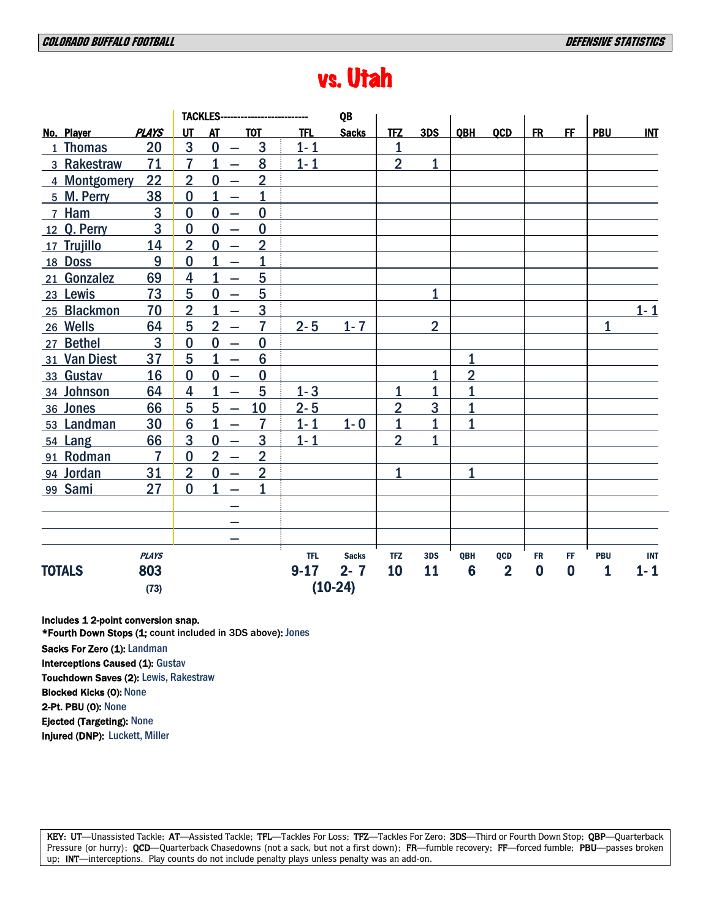**COLORADO BUFFALO FOOTBALL** — **DEFENSIVE STATISTICS**

# vs. Utah

| No. | Player | PLAYS | UT | AT | | TOT | TFL | QB Sacks | TFZ | 3DS | QBH | QCD | FR | FF | PBU | INT |
|---|---|---|---|---|---|---|---|---|---|---|---|---|---|---|---|---|
| 1 | Thomas | 20 | 3 | 0 | – | 3 | 1- 1 | | 1 | | | | | | | |
| 3 | Rakestraw | 71 | 7 | 1 | – | 8 | 1- 1 | | 2 | 1 | | | | | | |
| 4 | Montgomery | 22 | 2 | 0 | – | 2 | | | | | | | | | | |
| 5 | M. Perry | 38 | 0 | 1 | – | 1 | | | | | | | | | | |
| 7 | Ham | 3 | 0 | 0 | – | 0 | | | | | | | | | | |
| 12 | Q. Perry | 3 | 0 | 0 | – | 0 | | | | | | | | | | |
| 17 | Trujillo | 14 | 2 | 0 | – | 2 | | | | | | | | | | |
| 18 | Doss | 9 | 0 | 1 | – | 1 | | | | | | | | | | |
| 21 | Gonzalez | 69 | 4 | 1 | – | 5 | | | | | | | | | | |
| 23 | Lewis | 73 | 5 | 0 | – | 5 | | | | 1 | | | | | | |
| 25 | Blackmon | 70 | 2 | 1 | – | 3 | | | | | | | | | | 1- 1 |
| 26 | Wells | 64 | 5 | 2 | – | 7 | 2- 5 | 1- 7 | | 2 | | | | | 1 | |
| 27 | Bethel | 3 | 0 | 0 | – | 0 | | | | | | | | | | |
| 31 | Van Diest | 37 | 5 | 1 | – | 6 | | | | | 1 | | | | | |
| 33 | Gustav | 16 | 0 | 0 | – | 0 | | | | 1 | 2 | | | | | |
| 34 | Johnson | 64 | 4 | 1 | – | 5 | 1- 3 | | 1 | 1 | 1 | | | | | |
| 36 | Jones | 66 | 5 | 5 | – | 10 | 2- 5 | | 2 | 3 | 1 | | | | | |
| 53 | Landman | 30 | 6 | 1 | – | 7 | 1- 1 | 1- 0 | 1 | 1 | 1 | | | | | |
| 54 | Lang | 66 | 3 | 0 | – | 3 | 1- 1 | | 2 | 1 | | | | | | |
| 91 | Rodman | 7 | 0 | 2 | – | 2 | | | | | | | | | | |
| 94 | Jordan | 31 | 2 | 0 | – | 2 | | | 1 | | 1 | | | | | |
| 99 | Sami | 27 | 0 | 1 | – | 1 | | | | | | | | | | |
| | **TOTALS** | 803 (73) | | | | | 9-17 (10-24) | 2- 7 | 10 | 11 | 6 | 2 | 0 | 0 | 1 | 1- 1 |

Includes 1 2-point conversion snap.
*Fourth Down Stops (1; count included in 3DS above): Jones
Sacks For Zero (1): Landman
Interceptions Caused (1): Gustav
Touchdown Saves (2): Lewis, Rakestraw
Blocked Kicks (0): None
2-Pt. PBU (0): None
Ejected (Targeting): None
Injured (DNP): Luckett, Miller

KEY: UT—Unassisted Tackle; AT—Assisted Tackle; TFL—Tackles For Loss; TFZ—Tackles For Zero; 3DS—Third or Fourth Down Stop; QBP—Quarterback Pressure (or hurry); QCD—Quarterback Chasedowns (not a sack, but not a first down); FR—fumble recovery; FF—forced fumble; PBU—passes broken up; INT—interceptions. Play counts do not include penalty plays unless penalty was an add-on.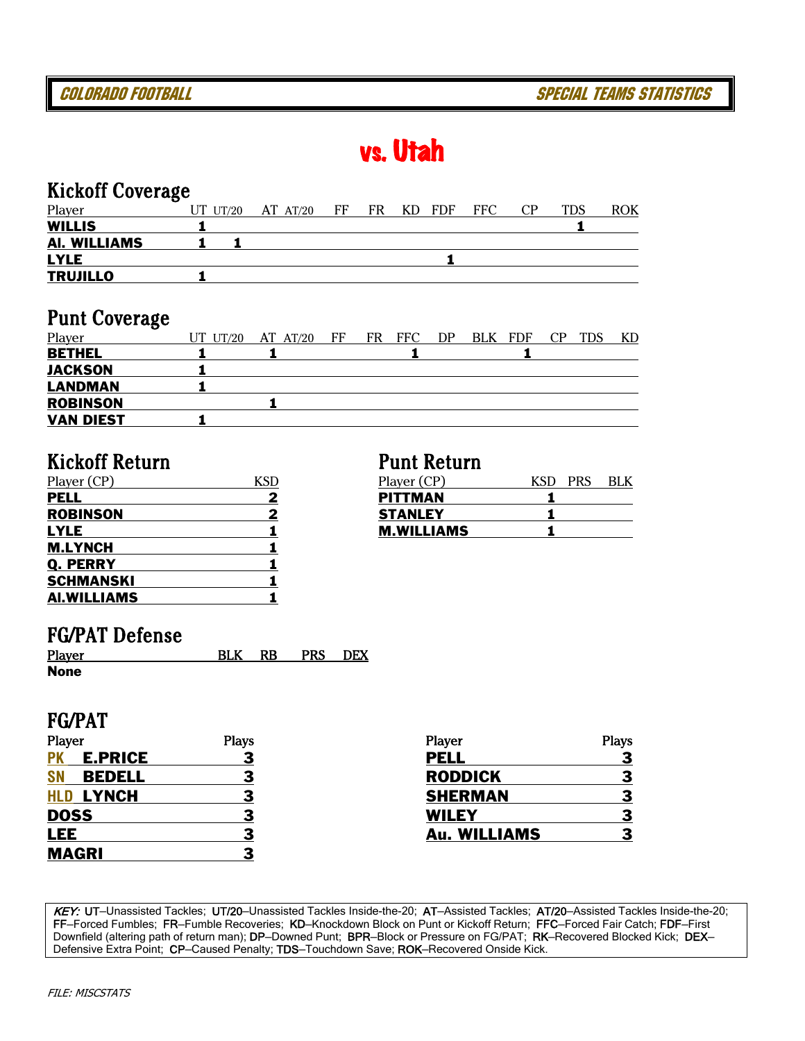COLORADO FOOTBALL — SPECIAL TEAMS STATISTICS

# vs. Utah

## Kickoff Coverage

| Player | UT | UT/20 | AT | AT/20 | FF | FR | KD | FDF | FFC | CP | TDS | ROK |
|---|---|---|---|---|---|---|---|---|---|---|---|---|
| **WILLIS** | 1 | | | | | | | | | | 1 | |
| **Al. WILLIAMS** | 1 | 1 | | | | | | | | | | |
| **LYLE** | | | | | | | | 1 | | | | |
| **TRUJILLO** | 1 | | | | | | | | | | | |

## Punt Coverage

| Player | UT | UT/20 | AT | AT/20 | FF | FR | FFC | DP | BLK | FDF | CP | TDS | KD |
|---|---|---|---|---|---|---|---|---|---|---|---|---|---|
| **BETHEL** | 1 | | 1 | | | | 1 | | | 1 | | | |
| **JACKSON** | 1 | | | | | | | | | | | | |
| **LANDMAN** | 1 | | | | | | | | | | | | |
| **ROBINSON** | | | 1 | | | | | | | | | | |
| **VAN DIEST** | 1 | | | | | | | | | | | | |

## Kickoff Return

| Player (CP) | KSD |
|---|---|
| **PELL** | 2 |
| **ROBINSON** | 2 |
| **LYLE** | 1 |
| **M.LYNCH** | 1 |
| **Q. PERRY** | 1 |
| **SCHMANSKI** | 1 |
| **Al.WILLIAMS** | 1 |

## Punt Return

| Player (CP) | KSD | PRS | BLK |
|---|---|---|---|
| **PITTMAN** | 1 | | |
| **STANLEY** | 1 | | |
| **M.WILLIAMS** | 1 | | |

## FG/PAT Defense

| Player | BLK | RB | PRS | DEX |
|---|---|---|---|---|
| **None** | | | | |

## FG/PAT

| Player | Plays |
|---|---|
| PK **E.PRICE** | 3 |
| SN **BEDELL** | 3 |
| HLD **LYNCH** | 3 |
| **DOSS** | 3 |
| **LEE** | 3 |
| **MAGRI** | 3 |
| **PELL** | 3 |
| **RODDICK** | 3 |
| **SHERMAN** | 3 |
| **WILEY** | 3 |
| **Au. WILLIAMS** | 3 |

*KEY:* UT–Unassisted Tackles; UT/20–Unassisted Tackles Inside-the-20; AT–Assisted Tackles; AT/20–Assisted Tackles Inside-the-20; FF–Forced Fumbles; FR–Fumble Recoveries; KD–Knockdown Block on Punt or Kickoff Return; FFC–Forced Fair Catch; FDF–First Downfield (altering path of return man); DP–Downed Punt; BPR–Block or Pressure on FG/PAT; RK–Recovered Blocked Kick; DEX–Defensive Extra Point; CP–Caused Penalty; TDS–Touchdown Save; ROK–Recovered Onside Kick.

*FILE: MISCSTATS*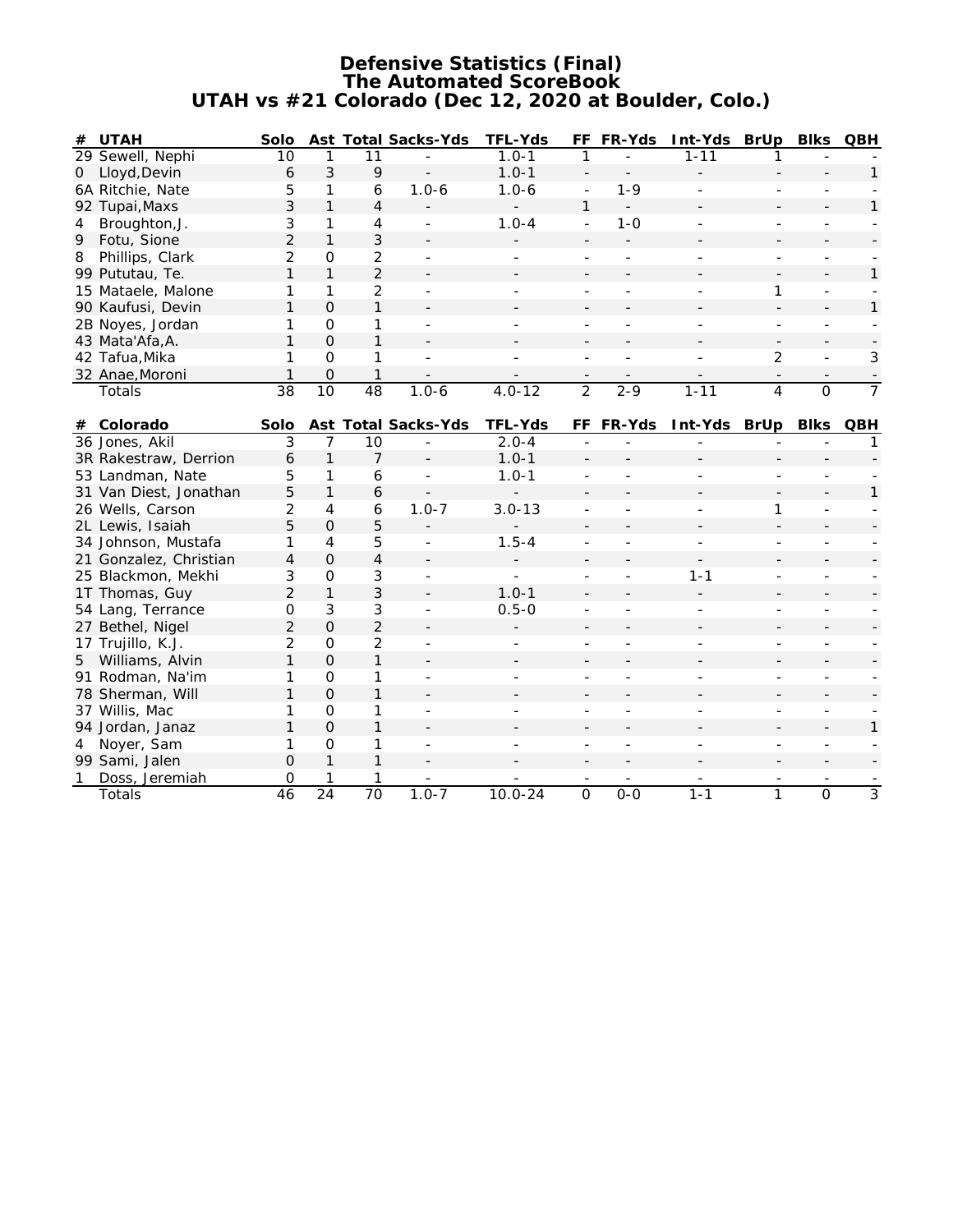# Defensive Statistics (Final)
## The Automated ScoreBook
## UTAH vs #21 Colorado (Dec 12, 2020 at Boulder, Colo.)

| # | UTAH | Solo | Ast | Total | Sacks-Yds | TFL-Yds | FF | FR-Yds | Int-Yds | BrUp | Blks | QBH |
|---|---|---|---|---|---|---|---|---|---|---|---|---|
| 29 | Sewell, Nephi | 10 | 1 | 11 | - | 1.0-1 | 1 | - | 1-11 | 1 | - | - |
| 0 | Lloyd,Devin | 6 | 3 | 9 | - | 1.0-1 | - | - | - | - | - | 1 |
| 6A | Ritchie, Nate | 5 | 1 | 6 | 1.0-6 | 1.0-6 | - | 1-9 | - | - | - | - |
| 92 | Tupai,Maxs | 3 | 1 | 4 | - | - | 1 | - | - | - | - | 1 |
| 4 | Broughton,J. | 3 | 1 | 4 | - | 1.0-4 | - | 1-0 | - | - | - | - |
| 9 | Fotu, Sione | 2 | 1 | 3 | - | - | - | - | - | - | - | - |
| 8 | Phillips, Clark | 2 | 0 | 2 | - | - | - | - | - | - | - | - |
| 99 | Pututau, Te. | 1 | 1 | 2 | - | - | - | - | - | - | - | 1 |
| 15 | Mataele, Malone | 1 | 1 | 2 | - | - | - | - | - | 1 | - | - |
| 90 | Kaufusi, Devin | 1 | 0 | 1 | - | - | - | - | - | - | - | 1 |
| 2B | Noyes, Jordan | 1 | 0 | 1 | - | - | - | - | - | - | - | - |
| 43 | Mata'Afa,A. | 1 | 0 | 1 | - | - | - | - | - | - | - | - |
| 42 | Tafua,Mika | 1 | 0 | 1 | - | - | - | - | - | 2 | - | 3 |
| 32 | Anae,Moroni | 1 | 0 | 1 | - | - | - | - | - | - | - | - |
| | Totals | 38 | 10 | 48 | 1.0-6 | 4.0-12 | 2 | 2-9 | 1-11 | 4 | 0 | 7 |

| # | Colorado | Solo | Ast | Total | Sacks-Yds | TFL-Yds | FF | FR-Yds | Int-Yds | BrUp | Blks | QBH |
|---|---|---|---|---|---|---|---|---|---|---|---|---|
| 36 | Jones, Akil | 3 | 7 | 10 | - | 2.0-4 | - | - | - | - | - | 1 |
| 3R | Rakestraw, Derrion | 6 | 1 | 7 | - | 1.0-1 | - | - | - | - | - | - |
| 53 | Landman, Nate | 5 | 1 | 6 | - | 1.0-1 | - | - | - | - | - | - |
| 31 | Van Diest, Jonathan | 5 | 1 | 6 | - | - | - | - | - | - | - | 1 |
| 26 | Wells, Carson | 2 | 4 | 6 | 1.0-7 | 3.0-13 | - | - | - | 1 | - | - |
| 2L | Lewis, Isaiah | 5 | 0 | 5 | - | - | - | - | - | - | - | - |
| 34 | Johnson, Mustafa | 1 | 4 | 5 | - | 1.5-4 | - | - | - | - | - | - |
| 21 | Gonzalez, Christian | 4 | 0 | 4 | - | - | - | - | - | - | - | - |
| 25 | Blackmon, Mekhi | 3 | 0 | 3 | - | - | - | - | 1-1 | - | - | - |
| 1T | Thomas, Guy | 2 | 1 | 3 | - | 1.0-1 | - | - | - | - | - | - |
| 54 | Lang, Terrance | 0 | 3 | 3 | - | 0.5-0 | - | - | - | - | - | - |
| 27 | Bethel, Nigel | 2 | 0 | 2 | - | - | - | - | - | - | - | - |
| 17 | Trujillo, K.J. | 2 | 0 | 2 | - | - | - | - | - | - | - | - |
| 5 | Williams, Alvin | 1 | 0 | 1 | - | - | - | - | - | - | - | - |
| 91 | Rodman, Na'im | 1 | 0 | 1 | - | - | - | - | - | - | - | - |
| 78 | Sherman, Will | 1 | 0 | 1 | - | - | - | - | - | - | - | - |
| 37 | Willis, Mac | 1 | 0 | 1 | - | - | - | - | - | - | - | - |
| 94 | Jordan, Janaz | 1 | 0 | 1 | - | - | - | - | - | - | - | 1 |
| 4 | Noyer, Sam | 1 | 0 | 1 | - | - | - | - | - | - | - | - |
| 99 | Sami, Jalen | 0 | 1 | 1 | - | - | - | - | - | - | - | - |
| 1 | Doss, Jeremiah | 0 | 1 | 1 | - | - | - | - | - | - | - | - |
| | Totals | 46 | 24 | 70 | 1.0-7 | 10.0-24 | 0 | 0-0 | 1-1 | 1 | 0 | 3 |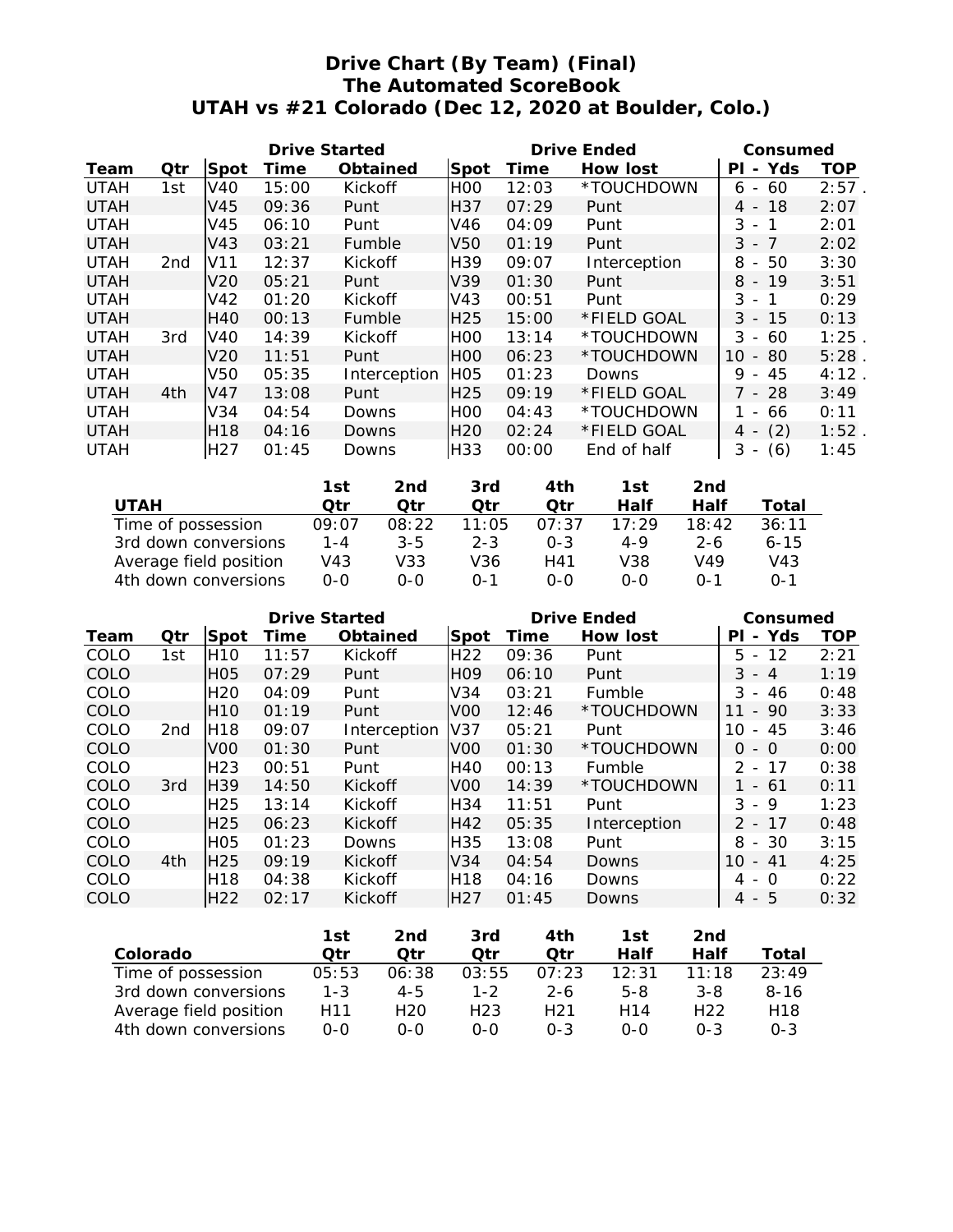# Drive Chart (By Team) (Final)
## The Automated ScoreBook
## UTAH vs #21 Colorado (Dec 12, 2020 at Boulder, Colo.)

| | | Drive Started | | | Drive Ended | | | Consumed | |
|---|---|---|---|---|---|---|---|---|---|
| Team | Qtr | Spot | Time | Obtained | Spot | Time | How lost | Pl - Yds | TOP |
| UTAH | 1st | V40 | 15:00 | Kickoff | H00 | 12:03 | *TOUCHDOWN | 6 - 60 | 2:57 . |
| UTAH | | V45 | 09:36 | Punt | H37 | 07:29 | Punt | 4 - 18 | 2:07 |
| UTAH | | V45 | 06:10 | Punt | V46 | 04:09 | Punt | 3 - 1 | 2:01 |
| UTAH | | V43 | 03:21 | Fumble | V50 | 01:19 | Punt | 3 - 7 | 2:02 |
| UTAH | 2nd | V11 | 12:37 | Kickoff | H39 | 09:07 | Interception | 8 - 50 | 3:30 |
| UTAH | | V20 | 05:21 | Punt | V39 | 01:30 | Punt | 8 - 19 | 3:51 |
| UTAH | | V42 | 01:20 | Kickoff | V43 | 00:51 | Punt | 3 - 1 | 0:29 |
| UTAH | | H40 | 00:13 | Fumble | H25 | 15:00 | *FIELD GOAL | 3 - 15 | 0:13 |
| UTAH | 3rd | V40 | 14:39 | Kickoff | H00 | 13:14 | *TOUCHDOWN | 3 - 60 | 1:25 . |
| UTAH | | V20 | 11:51 | Punt | H00 | 06:23 | *TOUCHDOWN | 10 - 80 | 5:28 . |
| UTAH | | V50 | 05:35 | Interception | H05 | 01:23 | Downs | 9 - 45 | 4:12 . |
| UTAH | 4th | V47 | 13:08 | Punt | H25 | 09:19 | *FIELD GOAL | 7 - 28 | 3:49 |
| UTAH | | V34 | 04:54 | Downs | H00 | 04:43 | *TOUCHDOWN | 1 - 66 | 0:11 |
| UTAH | | H18 | 04:16 | Downs | H20 | 02:24 | *FIELD GOAL | 4 - (2) | 1:52 . |
| UTAH | | H27 | 01:45 | Downs | H33 | 00:00 | End of half | 3 - (6) | 1:45 |

| UTAH | 1st Qtr | 2nd Qtr | 3rd Qtr | 4th Qtr | 1st Half | 2nd Half | Total |
|---|---|---|---|---|---|---|---|
| Time of possession | 09:07 | 08:22 | 11:05 | 07:37 | 17:29 | 18:42 | 36:11 |
| 3rd down conversions | 1-4 | 3-5 | 2-3 | 0-3 | 4-9 | 2-6 | 6-15 |
| Average field position | V43 | V33 | V36 | H41 | V38 | V49 | V43 |
| 4th down conversions | 0-0 | 0-0 | 0-1 | 0-0 | 0-0 | 0-1 | 0-1 |

| | | Drive Started | | | Drive Ended | | | Consumed | |
|---|---|---|---|---|---|---|---|---|---|
| Team | Qtr | Spot | Time | Obtained | Spot | Time | How lost | Pl - Yds | TOP |
| COLO | 1st | H10 | 11:57 | Kickoff | H22 | 09:36 | Punt | 5 - 12 | 2:21 |
| COLO | | H05 | 07:29 | Punt | H09 | 06:10 | Punt | 3 - 4 | 1:19 |
| COLO | | H20 | 04:09 | Punt | V34 | 03:21 | Fumble | 3 - 46 | 0:48 |
| COLO | | H10 | 01:19 | Punt | V00 | 12:46 | *TOUCHDOWN | 11 - 90 | 3:33 |
| COLO | 2nd | H18 | 09:07 | Interception | V37 | 05:21 | Punt | 10 - 45 | 3:46 |
| COLO | | V00 | 01:30 | Punt | V00 | 01:30 | *TOUCHDOWN | 0 - 0 | 0:00 |
| COLO | | H23 | 00:51 | Punt | H40 | 00:13 | Fumble | 2 - 17 | 0:38 |
| COLO | 3rd | H39 | 14:50 | Kickoff | V00 | 14:39 | *TOUCHDOWN | 1 - 61 | 0:11 |
| COLO | | H25 | 13:14 | Kickoff | H34 | 11:51 | Punt | 3 - 9 | 1:23 |
| COLO | | H25 | 06:23 | Kickoff | H42 | 05:35 | Interception | 2 - 17 | 0:48 |
| COLO | | H05 | 01:23 | Downs | H35 | 13:08 | Punt | 8 - 30 | 3:15 |
| COLO | 4th | H25 | 09:19 | Kickoff | V34 | 04:54 | Downs | 10 - 41 | 4:25 |
| COLO | | H18 | 04:38 | Kickoff | H18 | 04:16 | Downs | 4 - 0 | 0:22 |
| COLO | | H22 | 02:17 | Kickoff | H27 | 01:45 | Downs | 4 - 5 | 0:32 |

| Colorado | 1st Qtr | 2nd Qtr | 3rd Qtr | 4th Qtr | 1st Half | 2nd Half | Total |
|---|---|---|---|---|---|---|---|
| Time of possession | 05:53 | 06:38 | 03:55 | 07:23 | 12:31 | 11:18 | 23:49 |
| 3rd down conversions | 1-3 | 4-5 | 1-2 | 2-6 | 5-8 | 3-8 | 8-16 |
| Average field position | H11 | H20 | H23 | H21 | H14 | H22 | H18 |
| 4th down conversions | 0-0 | 0-0 | 0-0 | 0-3 | 0-0 | 0-3 | 0-3 |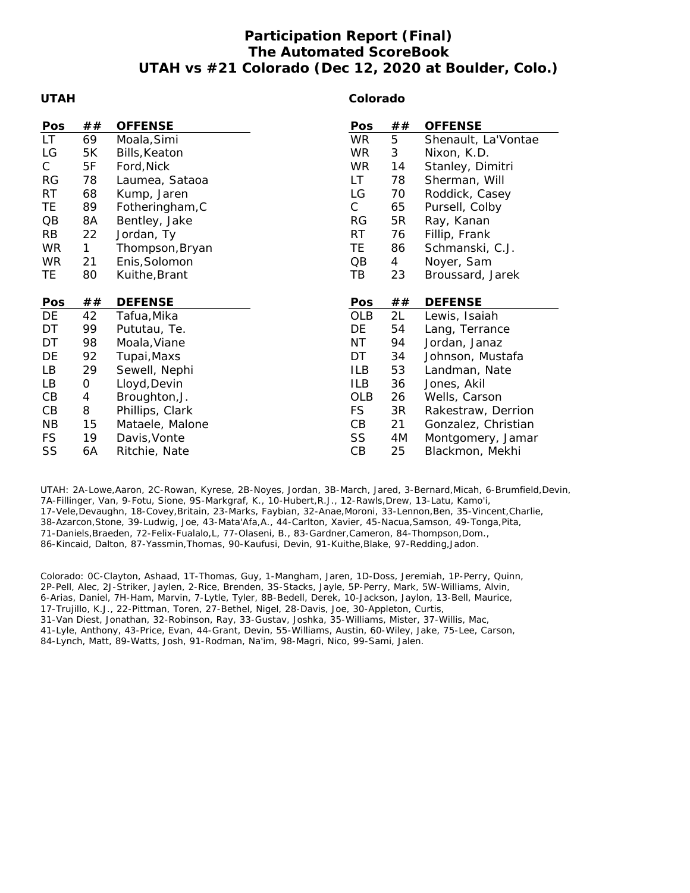# Participation Report (Final)
# The Automated ScoreBook
# UTAH vs #21 Colorado (Dec 12, 2020 at Boulder, Colo.)

## UTAH

| Pos | ## | OFFENSE |
|---|---|---|
| LT | 69 | Moala,Simi |
| LG | 5K | Bills,Keaton |
| C | 5F | Ford,Nick |
| RG | 78 | Laumea, Sataoa |
| RT | 68 | Kump, Jaren |
| TE | 89 | Fotheringham,C |
| QB | 8A | Bentley, Jake |
| RB | 22 | Jordan, Ty |
| WR | 1 | Thompson,Bryan |
| WR | 21 | Enis,Solomon |
| TE | 80 | Kuithe,Brant |

| Pos | ## | DEFENSE |
|---|---|---|
| DE | 42 | Tafua,Mika |
| DT | 99 | Pututau, Te. |
| DT | 98 | Moala,Viane |
| DE | 92 | Tupai,Maxs |
| LB | 29 | Sewell, Nephi |
| LB | 0 | Lloyd,Devin |
| CB | 4 | Broughton,J. |
| CB | 8 | Phillips, Clark |
| NB | 15 | Mataele, Malone |
| FS | 19 | Davis,Vonte |
| SS | 6A | Ritchie, Nate |

## Colorado

| Pos | ## | OFFENSE |
|---|---|---|
| WR | 5 | Shenault, La'Vontae |
| WR | 3 | Nixon, K.D. |
| WR | 14 | Stanley, Dimitri |
| LT | 78 | Sherman, Will |
| LG | 70 | Roddick, Casey |
| C | 65 | Pursell, Colby |
| RG | 5R | Ray, Kanan |
| RT | 76 | Fillip, Frank |
| TE | 86 | Schmanski, C.J. |
| QB | 4 | Noyer, Sam |
| TB | 23 | Broussard, Jarek |

| Pos | ## | DEFENSE |
|---|---|---|
| OLB | 2L | Lewis, Isaiah |
| DE | 54 | Lang, Terrance |
| NT | 94 | Jordan, Janaz |
| DT | 34 | Johnson, Mustafa |
| ILB | 53 | Landman, Nate |
| ILB | 36 | Jones, Akil |
| OLB | 26 | Wells, Carson |
| FS | 3R | Rakestraw, Derrion |
| CB | 21 | Gonzalez, Christian |
| SS | 4M | Montgomery, Jamar |
| CB | 25 | Blackmon, Mekhi |

UTAH: 2A-Lowe,Aaron, 2C-Rowan, Kyrese, 2B-Noyes, Jordan, 3B-March, Jared, 3-Bernard,Micah, 6-Brumfield,Devin, 7A-Fillinger, Van, 9-Fotu, Sione, 9S-Markgraf, K., 10-Hubert,R.J., 12-Rawls,Drew, 13-Latu, Kamo'i, 17-Vele,Devaughn, 18-Covey,Britain, 23-Marks, Faybian, 32-Anae,Moroni, 33-Lennon,Ben, 35-Vincent,Charlie, 38-Azarcon,Stone, 39-Ludwig, Joe, 43-Mata'Afa,A., 44-Carlton, Xavier, 45-Nacua,Samson, 49-Tonga,Pita, 71-Daniels,Braeden, 72-Felix-Fualalo,L, 77-Olaseni, B., 83-Gardner,Cameron, 84-Thompson,Dom., 86-Kincaid, Dalton, 87-Yassmin,Thomas, 90-Kaufusi, Devin, 91-Kuithe,Blake, 97-Redding,Jadon.

Colorado: 0C-Clayton, Ashaad, 1T-Thomas, Guy, 1-Mangham, Jaren, 1D-Doss, Jeremiah, 1P-Perry, Quinn, 2P-Pell, Alec, 2J-Striker, Jaylen, 2-Rice, Brenden, 3S-Stacks, Jayle, 5P-Perry, Mark, 5W-Williams, Alvin, 6-Arias, Daniel, 7H-Ham, Marvin, 7-Lytle, Tyler, 8B-Bedell, Derek, 10-Jackson, Jaylon, 13-Bell, Maurice, 17-Trujillo, K.J., 22-Pittman, Toren, 27-Bethel, Nigel, 28-Davis, Joe, 30-Appleton, Curtis, 31-Van Diest, Jonathan, 32-Robinson, Ray, 33-Gustav, Joshka, 35-Williams, Mister, 37-Willis, Mac, 41-Lyle, Anthony, 43-Price, Evan, 44-Grant, Devin, 55-Williams, Austin, 60-Wiley, Jake, 75-Lee, Carson, 84-Lynch, Matt, 89-Watts, Josh, 91-Rodman, Na'im, 98-Magri, Nico, 99-Sami, Jalen.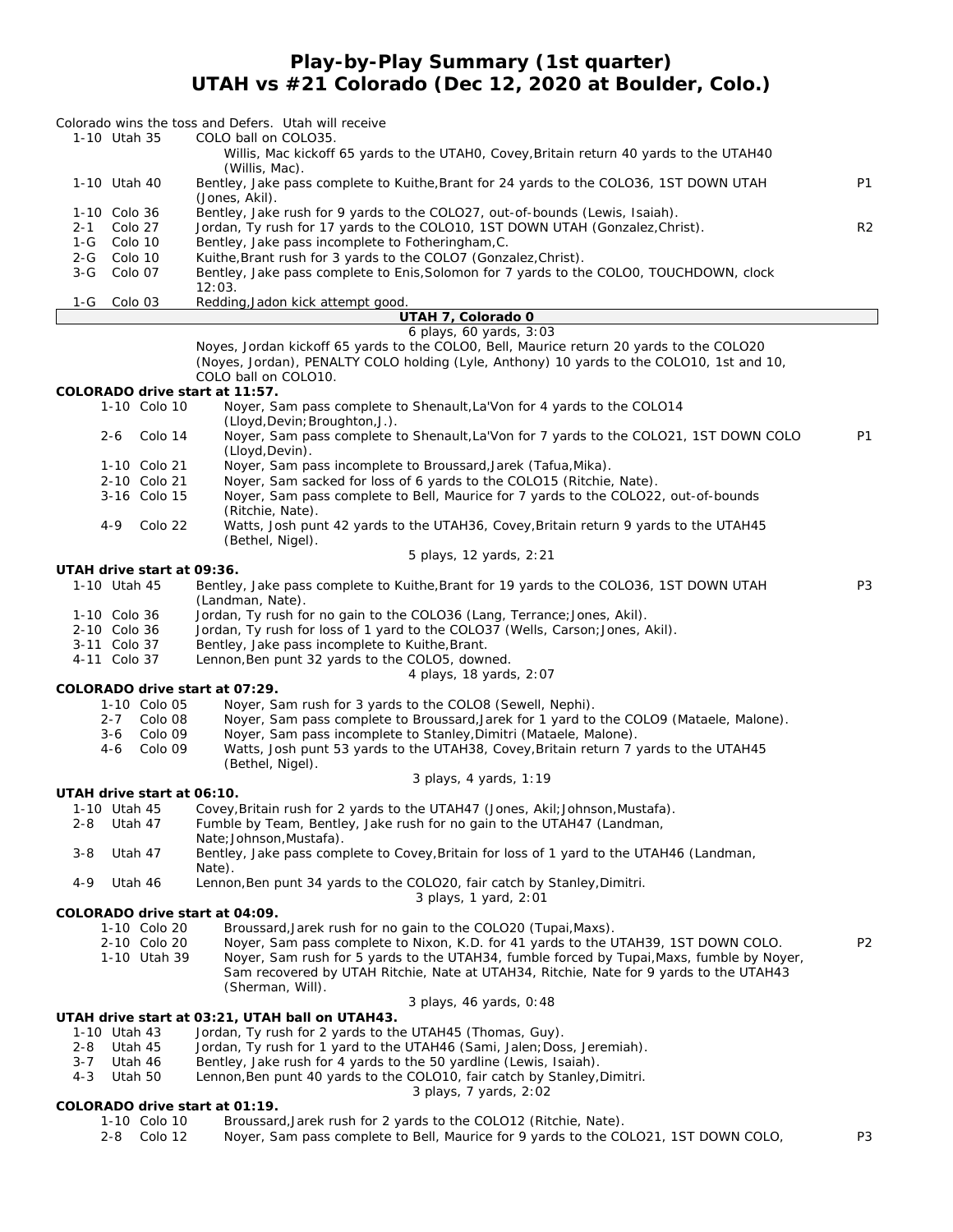# Play-by-Play Summary (1st quarter)
## UTAH vs #21 Colorado (Dec 12, 2020 at Boulder, Colo.)

Colorado wins the toss and Defers. Utah will receive

| Down | | Play | |
|---|---|---|---|
| 1-10 Utah 35 | | COLO ball on COLO35. Willis, Mac kickoff 65 yards to the UTAH0, Covey,Britain return 40 yards to the UTAH40 (Willis, Mac). | |
| 1-10 Utah 40 | | Bentley, Jake pass complete to Kuithe,Brant for 24 yards to the COLO36, 1ST DOWN UTAH (Jones, Akil). | P1 |
| 1-10 Colo 36 | | Bentley, Jake rush for 9 yards to the COLO27, out-of-bounds (Lewis, Isaiah). | |
| 2-1 Colo 27 | | Jordan, Ty rush for 17 yards to the COLO10, 1ST DOWN UTAH (Gonzalez,Christ). | R2 |
| 1-G Colo 10 | | Bentley, Jake pass incomplete to Fotheringham,C. | |
| 2-G Colo 10 | | Kuithe,Brant rush for 3 yards to the COLO7 (Gonzalez,Christ). | |
| 3-G Colo 07 | | Bentley, Jake pass complete to Enis,Solomon for 7 yards to the COLO0, TOUCHDOWN, clock 12:03. | |
| 1-G Colo 03 | | Redding,Jadon kick attempt good. | |

**UTAH 7, Colorado 0**

6 plays, 60 yards, 3:03

Noyes, Jordan kickoff 65 yards to the COLO0, Bell, Maurice return 20 yards to the COLO20 (Noyes, Jordan), PENALTY COLO holding (Lyle, Anthony) 10 yards to the COLO10, 1st and 10, COLO ball on COLO10.

**COLORADO drive start at 11:57.**

| Down | Play | |
|---|---|---|
| 1-10 Colo 10 | Noyer, Sam pass complete to Shenault,La'Von for 4 yards to the COLO14 (Lloyd,Devin;Broughton,J.). | |
| 2-6 Colo 14 | Noyer, Sam pass complete to Shenault,La'Von for 7 yards to the COLO21, 1ST DOWN COLO (Lloyd,Devin). | P1 |
| 1-10 Colo 21 | Noyer, Sam pass incomplete to Broussard,Jarek (Tafua,Mika). | |
| 2-10 Colo 21 | Noyer, Sam sacked for loss of 6 yards to the COLO15 (Ritchie, Nate). | |
| 3-16 Colo 15 | Noyer, Sam pass complete to Bell, Maurice for 7 yards to the COLO22, out-of-bounds (Ritchie, Nate). | |
| 4-9 Colo 22 | Watts, Josh punt 42 yards to the UTAH36, Covey,Britain return 9 yards to the UTAH45 (Bethel, Nigel). | |

5 plays, 12 yards, 2:21

**UTAH drive start at 09:36.**

| Down | Play | |
|---|---|---|
| 1-10 Utah 45 | Bentley, Jake pass complete to Kuithe,Brant for 19 yards to the COLO36, 1ST DOWN UTAH (Landman, Nate). | P3 |
| 1-10 Colo 36 | Jordan, Ty rush for no gain to the COLO36 (Lang, Terrance;Jones, Akil). | |
| 2-10 Colo 36 | Jordan, Ty rush for loss of 1 yard to the COLO37 (Wells, Carson;Jones, Akil). | |
| 3-11 Colo 37 | Bentley, Jake pass incomplete to Kuithe,Brant. | |
| 4-11 Colo 37 | Lennon,Ben punt 32 yards to the COLO5, downed. | |

4 plays, 18 yards, 2:07

**COLORADO drive start at 07:29.**

| Down | Play | |
|---|---|---|
| 1-10 Colo 05 | Noyer, Sam rush for 3 yards to the COLO8 (Sewell, Nephi). | |
| 2-7 Colo 08 | Noyer, Sam pass complete to Broussard,Jarek for 1 yard to the COLO9 (Mataele, Malone). | |
| 3-6 Colo 09 | Noyer, Sam pass incomplete to Stanley,Dimitri (Mataele, Malone). | |
| 4-6 Colo 09 | Watts, Josh punt 53 yards to the UTAH38, Covey,Britain return 7 yards to the UTAH45 (Bethel, Nigel). | |

3 plays, 4 yards, 1:19

**UTAH drive start at 06:10.**

| Down | Play | |
|---|---|---|
| 1-10 Utah 45 | Covey,Britain rush for 2 yards to the UTAH47 (Jones, Akil;Johnson,Mustafa). | |
| 2-8 Utah 47 | Fumble by Team, Bentley, Jake rush for no gain to the UTAH47 (Landman, Nate;Johnson,Mustafa). | |
| 3-8 Utah 47 | Bentley, Jake pass complete to Covey,Britain for loss of 1 yard to the UTAH46 (Landman, Nate). | |
| 4-9 Utah 46 | Lennon,Ben punt 34 yards to the COLO20, fair catch by Stanley,Dimitri. | |

3 plays, 1 yard, 2:01

**COLORADO drive start at 04:09.**

| Down | Play | |
|---|---|---|
| 1-10 Colo 20 | Broussard,Jarek rush for no gain to the COLO20 (Tupai,Maxs). | |
| 2-10 Colo 20 | Noyer, Sam pass complete to Nixon, K.D. for 41 yards to the UTAH39, 1ST DOWN COLO. | P2 |
| 1-10 Utah 39 | Noyer, Sam rush for 5 yards to the UTAH34, fumble forced by Tupai,Maxs, fumble by Noyer, Sam recovered by UTAH Ritchie, Nate at UTAH34, Ritchie, Nate for 9 yards to the UTAH43 (Sherman, Will). | |

3 plays, 46 yards, 0:48

**UTAH drive start at 03:21, UTAH ball on UTAH43.**

| Down | Play | |
|---|---|---|
| 1-10 Utah 43 | Jordan, Ty rush for 2 yards to the UTAH45 (Thomas, Guy). | |
| 2-8 Utah 45 | Jordan, Ty rush for 1 yard to the UTAH46 (Sami, Jalen;Doss, Jeremiah). | |
| 3-7 Utah 46 | Bentley, Jake rush for 4 yards to the 50 yardline (Lewis, Isaiah). | |
| 4-3 Utah 50 | Lennon,Ben punt 40 yards to the COLO10, fair catch by Stanley,Dimitri. | |

3 plays, 7 yards, 2:02

**COLORADO drive start at 01:19.**

| Down | Play | |
|---|---|---|
| 1-10 Colo 10 | Broussard,Jarek rush for 2 yards to the COLO12 (Ritchie, Nate). | |
| 2-8 Colo 12 | Noyer, Sam pass complete to Bell, Maurice for 9 yards to the COLO21, 1ST DOWN COLO, | P3 |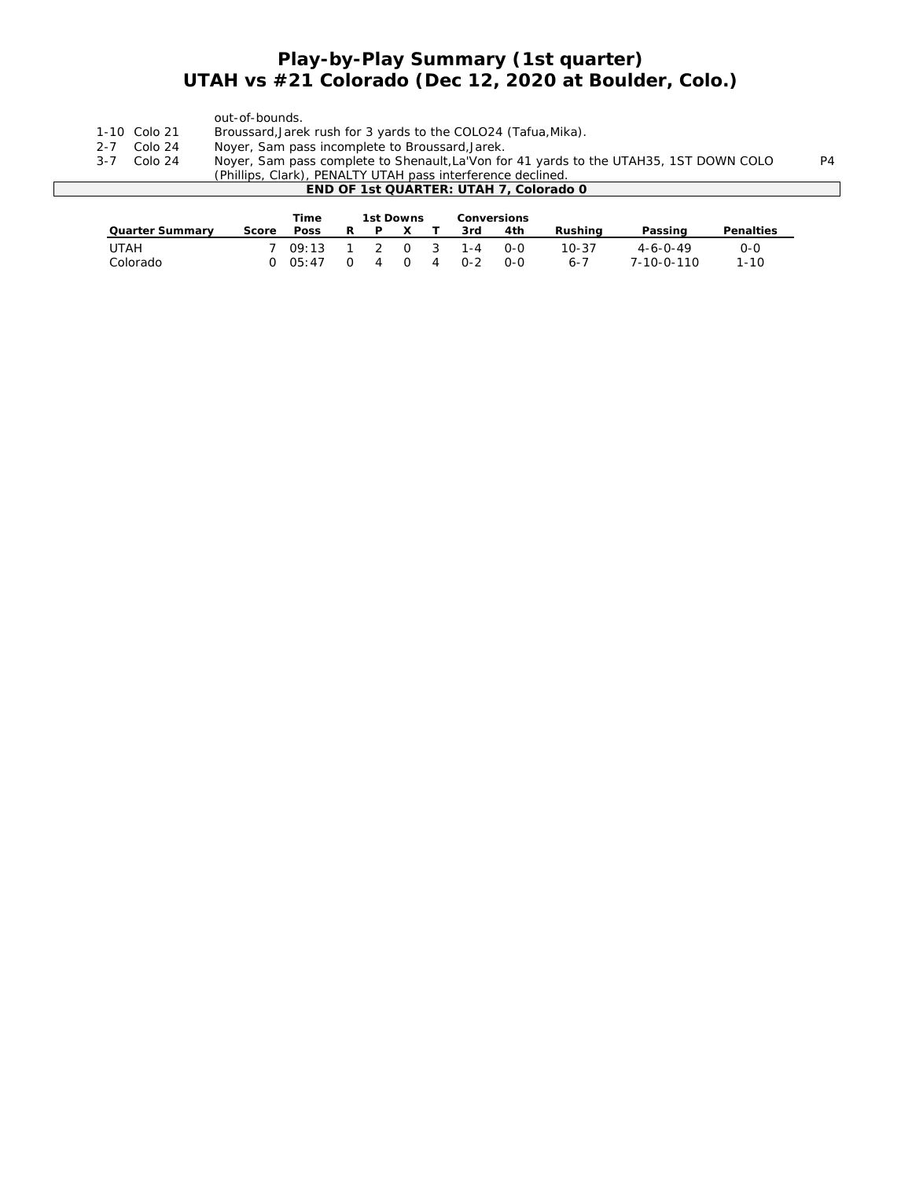# Play-by-Play Summary (1st quarter)
## UTAH vs #21 Colorado (Dec 12, 2020 at Boulder, Colo.)

| | | | |
|---|---|---|---|
| | | out-of-bounds. | |
| 1-10 | Colo 21 | Broussard,Jarek rush for 3 yards to the COLO24 (Tafua,Mika). | |
| 2-7 | Colo 24 | Noyer, Sam pass incomplete to Broussard,Jarek. | |
| 3-7 | Colo 24 | Noyer, Sam pass complete to Shenault,La'Von for 41 yards to the UTAH35, 1ST DOWN COLO (Phillips, Clark), PENALTY UTAH pass interference declined. | P4 |

**END OF 1st QUARTER: UTAH 7, Colorado 0**

| Quarter Summary | Score | Time Poss | 1st Downs R | P | X | T | Conversions 3rd | 4th | Rushing | Passing | Penalties |
|---|---|---|---|---|---|---|---|---|---|---|---|
| UTAH | 7 | 09:13 | 1 | 2 | 0 | 3 | 1-4 | 0-0 | 10-37 | 4-6-0-49 | 0-0 |
| Colorado | 0 | 05:47 | 0 | 4 | 0 | 4 | 0-2 | 0-0 | 6-7 | 7-10-0-110 | 1-10 |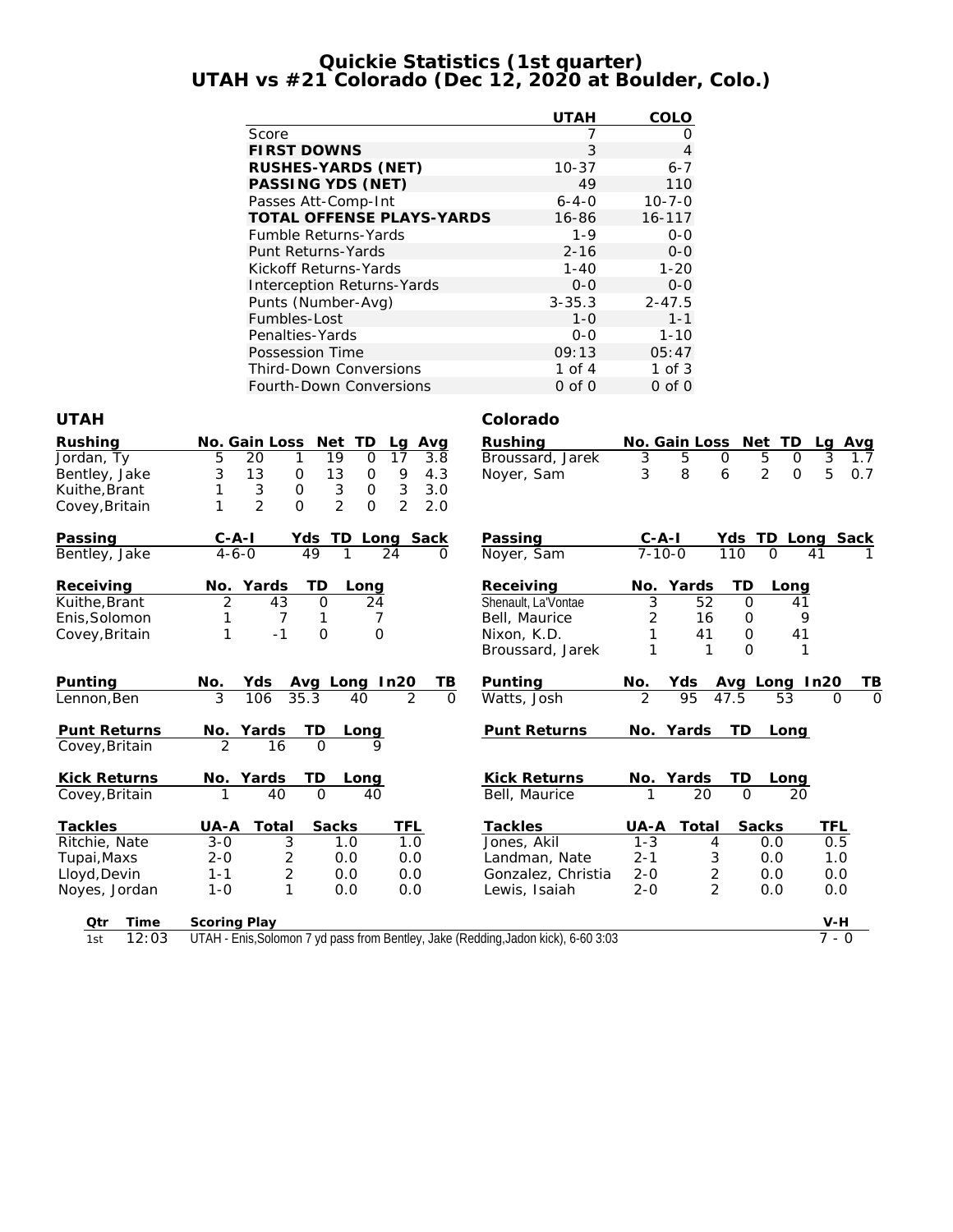# Quickie Statistics (1st quarter)
## UTAH vs #21 Colorado (Dec 12, 2020 at Boulder, Colo.)

| | UTAH | COLO |
|---|---|---|
| Score | 7 | 0 |
| **FIRST DOWNS** | 3 | 4 |
| **RUSHES-YARDS (NET)** | 10-37 | 6-7 |
| **PASSING YDS (NET)** | 49 | 110 |
| Passes Att-Comp-Int | 6-4-0 | 10-7-0 |
| **TOTAL OFFENSE PLAYS-YARDS** | 16-86 | 16-117 |
| Fumble Returns-Yards | 1-9 | 0-0 |
| Punt Returns-Yards | 2-16 | 0-0 |
| Kickoff Returns-Yards | 1-40 | 1-20 |
| Interception Returns-Yards | 0-0 | 0-0 |
| Punts (Number-Avg) | 3-35.3 | 2-47.5 |
| Fumbles-Lost | 1-0 | 1-1 |
| Penalties-Yards | 0-0 | 1-10 |
| Possession Time | 09:13 | 05:47 |
| Third-Down Conversions | 1 of 4 | 1 of 3 |
| Fourth-Down Conversions | 0 of 0 | 0 of 0 |

### UTAH

| Rushing | No. | Gain | Loss | Net | TD | Lg | Avg |
|---|---|---|---|---|---|---|---|
| Jordan, Ty | 5 | 20 | 1 | 19 | 0 | 17 | 3.8 |
| Bentley, Jake | 3 | 13 | 0 | 13 | 0 | 9 | 4.3 |
| Kuithe,Brant | 1 | 3 | 0 | 3 | 0 | 3 | 3.0 |
| Covey,Britain | 1 | 2 | 0 | 2 | 0 | 2 | 2.0 |

| Passing | C-A-I | Yds | TD | Long | Sack |
|---|---|---|---|---|---|
| Bentley, Jake | 4-6-0 | 49 | 1 | 24 | 0 |

| Receiving | No. | Yards | TD | Long |
|---|---|---|---|---|
| Kuithe,Brant | 2 | 43 | 0 | 24 |
| Enis,Solomon | 1 | 7 | 1 | 7 |
| Covey,Britain | 1 | -1 | 0 | 0 |

| Punting | No. | Yds | Avg | Long | In20 | TB |
|---|---|---|---|---|---|---|
| Lennon,Ben | 3 | 106 | 35.3 | 40 | 2 | 0 |

| Punt Returns | No. | Yards | TD | Long |
|---|---|---|---|---|
| Covey,Britain | 2 | 16 | 0 | 9 |

| Kick Returns | No. | Yards | TD | Long |
|---|---|---|---|---|
| Covey,Britain | 1 | 40 | 0 | 40 |

| Tackles | UA-A | Total | Sacks | TFL |
|---|---|---|---|---|
| Ritchie, Nate | 3-0 | 3 | 1.0 | 1.0 |
| Tupai,Maxs | 2-0 | 2 | 0.0 | 0.0 |
| Lloyd,Devin | 1-1 | 2 | 0.0 | 0.0 |
| Noyes, Jordan | 1-0 | 1 | 0.0 | 0.0 |

### Colorado

| Rushing | No. | Gain | Loss | Net | TD | Lg | Avg |
|---|---|---|---|---|---|---|---|
| Broussard, Jarek | 3 | 5 | 0 | 5 | 0 | 3 | 1.7 |
| Noyer, Sam | 3 | 8 | 6 | 2 | 0 | 5 | 0.7 |

| Passing | C-A-I | Yds | TD | Long | Sack |
|---|---|---|---|---|---|
| Noyer, Sam | 7-10-0 | 110 | 0 | 41 | 1 |

| Receiving | No. | Yards | TD | Long |
|---|---|---|---|---|
| Shenault, La'Vontae | 3 | 52 | 0 | 41 |
| Bell, Maurice | 2 | 16 | 0 | 9 |
| Nixon, K.D. | 1 | 41 | 0 | 41 |
| Broussard, Jarek | 1 | 1 | 0 | 1 |

| Punting | No. | Yds | Avg | Long | In20 | TB |
|---|---|---|---|---|---|---|
| Watts, Josh | 2 | 95 | 47.5 | 53 | 0 | 0 |

| Punt Returns | No. | Yards | TD | Long |
|---|---|---|---|---|

| Kick Returns | No. | Yards | TD | Long |
|---|---|---|---|---|
| Bell, Maurice | 1 | 20 | 0 | 20 |

| Tackles | UA-A | Total | Sacks | TFL |
|---|---|---|---|---|
| Jones, Akil | 1-3 | 4 | 0.0 | 0.5 |
| Landman, Nate | 2-1 | 3 | 0.0 | 1.0 |
| Gonzalez, Christia | 2-0 | 2 | 0.0 | 0.0 |
| Lewis, Isaiah | 2-0 | 2 | 0.0 | 0.0 |

| Qtr | Time | Scoring Play | V-H |
|---|---|---|---|
| 1st | 12:03 | UTAH - Enis,Solomon 7 yd pass from Bentley, Jake (Redding,Jadon kick), 6-60 3:03 | 7 - 0 |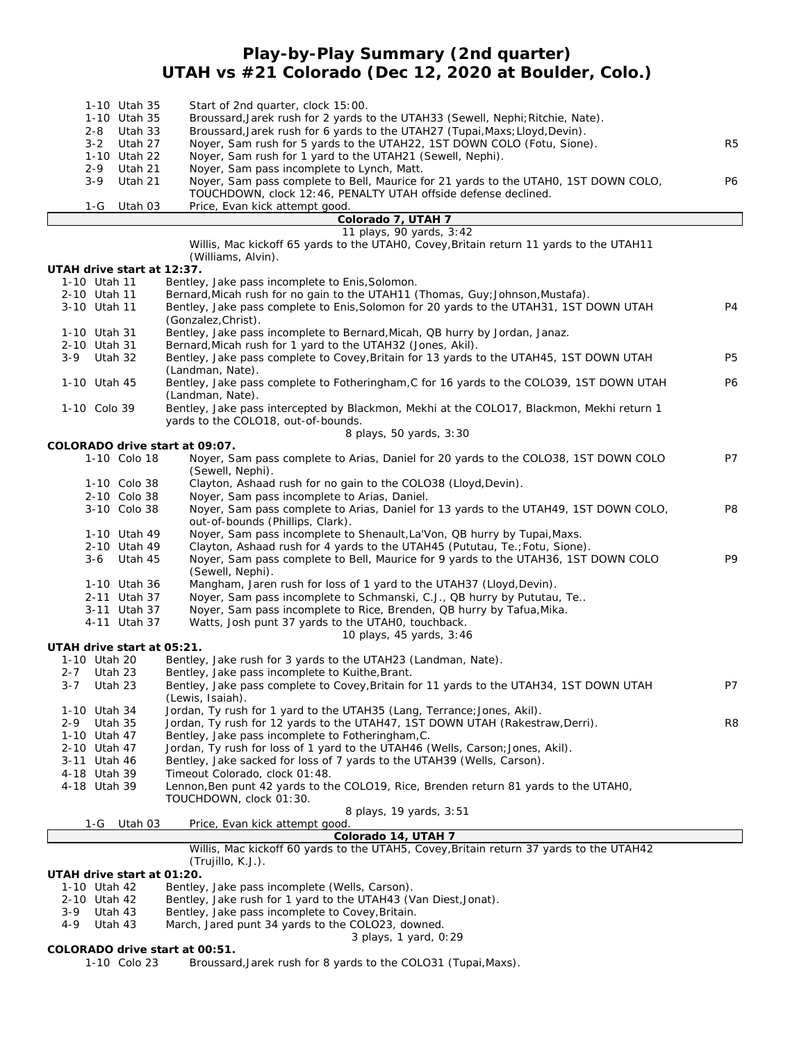# Play-by-Play Summary (2nd quarter)
## UTAH vs #21 Colorado (Dec 12, 2020 at Boulder, Colo.)

| Down | Play | |
|---|---|---|
| 1-10 Utah 35 | Start of 2nd quarter, clock 15:00. | |
| 1-10 Utah 35 | Broussard,Jarek rush for 2 yards to the UTAH33 (Sewell, Nephi;Ritchie, Nate). | |
| 2-8 Utah 33 | Broussard,Jarek rush for 6 yards to the UTAH27 (Tupai,Maxs;Lloyd,Devin). | |
| 3-2 Utah 27 | Noyer, Sam rush for 5 yards to the UTAH22, 1ST DOWN COLO (Fotu, Sione). | R5 |
| 1-10 Utah 22 | Noyer, Sam rush for 1 yard to the UTAH21 (Sewell, Nephi). | |
| 2-9 Utah 21 | Noyer, Sam pass incomplete to Lynch, Matt. | |
| 3-9 Utah 21 | Noyer, Sam pass complete to Bell, Maurice for 21 yards to the UTAH0, 1ST DOWN COLO, TOUCHDOWN, clock 12:46, PENALTY UTAH offside defense declined. | P6 |
| 1-G Utah 03 | Price, Evan kick attempt good. | |

**Colorado 7, UTAH 7**

11 plays, 90 yards, 3:42

Willis, Mac kickoff 65 yards to the UTAH0, Covey,Britain return 11 yards to the UTAH11 (Williams, Alvin).

**UTAH drive start at 12:37.**

| Down | Play | |
|---|---|---|
| 1-10 Utah 11 | Bentley, Jake pass incomplete to Enis,Solomon. | |
| 2-10 Utah 11 | Bernard,Micah rush for no gain to the UTAH11 (Thomas, Guy;Johnson,Mustafa). | |
| 3-10 Utah 11 | Bentley, Jake pass complete to Enis,Solomon for 20 yards to the UTAH31, 1ST DOWN UTAH (Gonzalez,Christ). | P4 |
| 1-10 Utah 31 | Bentley, Jake pass incomplete to Bernard,Micah, QB hurry by Jordan, Janaz. | |
| 2-10 Utah 31 | Bernard,Micah rush for 1 yard to the UTAH32 (Jones, Akil). | |
| 3-9 Utah 32 | Bentley, Jake pass complete to Covey,Britain for 13 yards to the UTAH45, 1ST DOWN UTAH (Landman, Nate). | P5 |
| 1-10 Utah 45 | Bentley, Jake pass complete to Fotheringham,C for 16 yards to the COLO39, 1ST DOWN UTAH (Landman, Nate). | P6 |
| 1-10 Colo 39 | Bentley, Jake pass intercepted by Blackmon, Mekhi at the COLO17, Blackmon, Mekhi return 1 yards to the COLO18, out-of-bounds. | |

8 plays, 50 yards, 3:30

**COLORADO drive start at 09:07.**

| Down | Play | |
|---|---|---|
| 1-10 Colo 18 | Noyer, Sam pass complete to Arias, Daniel for 20 yards to the COLO38, 1ST DOWN COLO (Sewell, Nephi). | P7 |
| 1-10 Colo 38 | Clayton, Ashaad rush for no gain to the COLO38 (Lloyd,Devin). | |
| 2-10 Colo 38 | Noyer, Sam pass incomplete to Arias, Daniel. | |
| 3-10 Colo 38 | Noyer, Sam pass complete to Arias, Daniel for 13 yards to the UTAH49, 1ST DOWN COLO, out-of-bounds (Phillips, Clark). | P8 |
| 1-10 Utah 49 | Noyer, Sam pass incomplete to Shenault,La'Von, QB hurry by Tupai,Maxs. | |
| 2-10 Utah 49 | Clayton, Ashaad rush for 4 yards to the UTAH45 (Pututau, Te.;Fotu, Sione). | |
| 3-6 Utah 45 | Noyer, Sam pass complete to Bell, Maurice for 9 yards to the UTAH36, 1ST DOWN COLO (Sewell, Nephi). | P9 |
| 1-10 Utah 36 | Mangham, Jaren rush for loss of 1 yard to the UTAH37 (Lloyd,Devin). | |
| 2-11 Utah 37 | Noyer, Sam pass incomplete to Schmanski, C.J., QB hurry by Pututau, Te.. | |
| 3-11 Utah 37 | Noyer, Sam pass incomplete to Rice, Brenden, QB hurry by Tafua,Mika. | |
| 4-11 Utah 37 | Watts, Josh punt 37 yards to the UTAH0, touchback. | |

10 plays, 45 yards, 3:46

**UTAH drive start at 05:21.**

| Down | Play | |
|---|---|---|
| 1-10 Utah 20 | Bentley, Jake rush for 3 yards to the UTAH23 (Landman, Nate). | |
| 2-7 Utah 23 | Bentley, Jake pass incomplete to Kuithe,Brant. | |
| 3-7 Utah 23 | Bentley, Jake pass complete to Covey,Britain for 11 yards to the UTAH34, 1ST DOWN UTAH (Lewis, Isaiah). | P7 |
| 1-10 Utah 34 | Jordan, Ty rush for 1 yard to the UTAH35 (Lang, Terrance;Jones, Akil). | |
| 2-9 Utah 35 | Jordan, Ty rush for 12 yards to the UTAH47, 1ST DOWN UTAH (Rakestraw,Derri). | R8 |
| 1-10 Utah 47 | Bentley, Jake pass incomplete to Fotheringham,C. | |
| 2-10 Utah 47 | Jordan, Ty rush for loss of 1 yard to the UTAH46 (Wells, Carson;Jones, Akil). | |
| 3-11 Utah 46 | Bentley, Jake sacked for loss of 7 yards to the UTAH39 (Wells, Carson). | |
| 4-18 Utah 39 | Timeout Colorado, clock 01:48. | |
| 4-18 Utah 39 | Lennon,Ben punt 42 yards to the COLO19, Rice, Brenden return 81 yards to the UTAH0, TOUCHDOWN, clock 01:30. | |

8 plays, 19 yards, 3:51

| Down | Play | |
|---|---|---|
| 1-G Utah 03 | Price, Evan kick attempt good. | |

**Colorado 14, UTAH 7**

Willis, Mac kickoff 60 yards to the UTAH5, Covey,Britain return 37 yards to the UTAH42 (Trujillo, K.J.).

**UTAH drive start at 01:20.**

| Down | Play | |
|---|---|---|
| 1-10 Utah 42 | Bentley, Jake pass incomplete (Wells, Carson). | |
| 2-10 Utah 42 | Bentley, Jake rush for 1 yard to the UTAH43 (Van Diest,Jonat). | |
| 3-9 Utah 43 | Bentley, Jake pass incomplete to Covey,Britain. | |
| 4-9 Utah 43 | March, Jared punt 34 yards to the COLO23, downed. | |

3 plays, 1 yard, 0:29

**COLORADO drive start at 00:51.**

| Down | Play | |
|---|---|---|
| 1-10 Colo 23 | Broussard,Jarek rush for 8 yards to the COLO31 (Tupai,Maxs). | |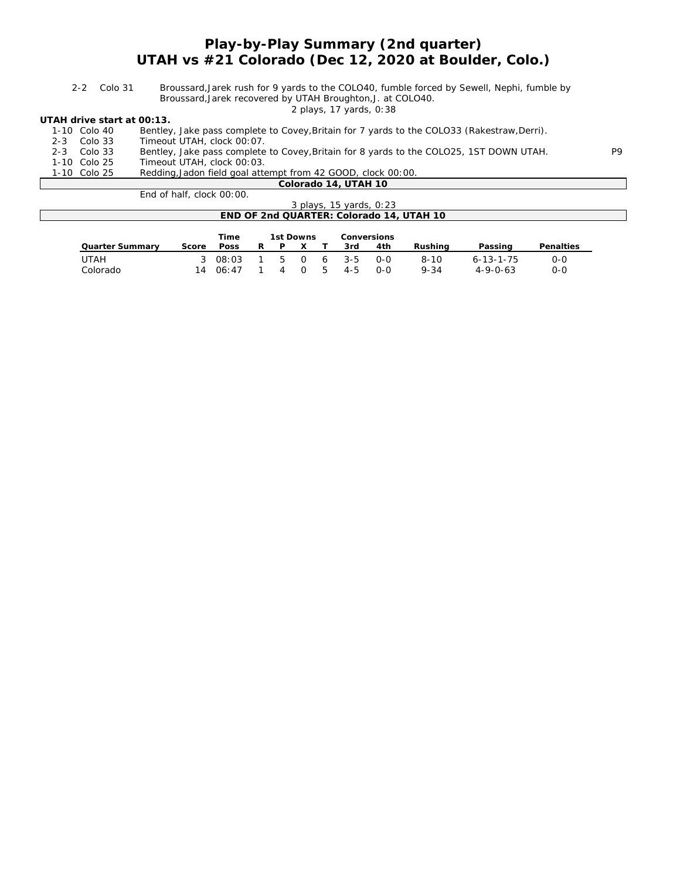# Play-by-Play Summary (2nd quarter)
## UTAH vs #21 Colorado (Dec 12, 2020 at Boulder, Colo.)

| | | |
|---|---|---|
| 2-2 Colo 31 | Broussard,Jarek rush for 9 yards to the COLO40, fumble forced by Sewell, Nephi, fumble by Broussard,Jarek recovered by UTAH Broughton,J. at COLO40. | |
| | 2 plays, 17 yards, 0:38 | |

**UTAH drive start at 00:13.**

| | | |
|---|---|---|
| 1-10 Colo 40 | Bentley, Jake pass complete to Covey,Britain for 7 yards to the COLO33 (Rakestraw,Derri). | |
| 2-3 Colo 33 | Timeout UTAH, clock 00:07. | |
| 2-3 Colo 33 | Bentley, Jake pass complete to Covey,Britain for 8 yards to the COLO25, 1ST DOWN UTAH. | P9 |
| 1-10 Colo 25 | Timeout UTAH, clock 00:03. | |
| 1-10 Colo 25 | Redding,Jadon field goal attempt from 42 GOOD, clock 00:00. | |

**Colorado 14, UTAH 10**

End of half, clock 00:00.

3 plays, 15 yards, 0:23

**END OF 2nd QUARTER: Colorado 14, UTAH 10**

| Quarter Summary | Score | Time Poss | 1st Downs R | P | X | T | Conversions 3rd | 4th | Rushing | Passing | Penalties |
|---|---|---|---|---|---|---|---|---|---|---|---|
| UTAH | 3 | 08:03 | 1 | 5 | 0 | 6 | 3-5 | 0-0 | 8-10 | 6-13-1-75 | 0-0 |
| Colorado | 14 | 06:47 | 1 | 4 | 0 | 5 | 4-5 | 0-0 | 9-34 | 4-9-0-63 | 0-0 |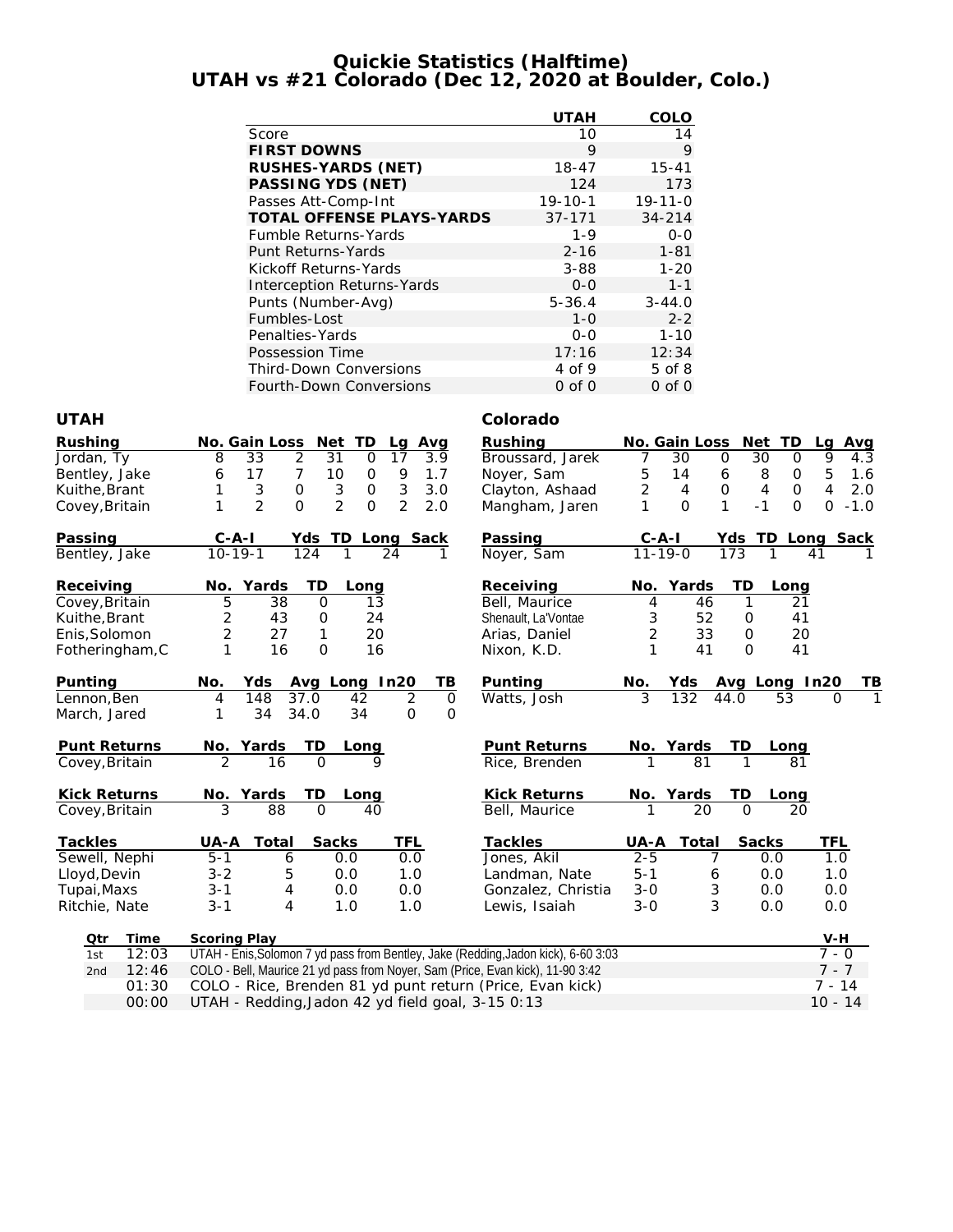# Quickie Statistics (Halftime)
## UTAH vs #21 Colorado (Dec 12, 2020 at Boulder, Colo.)

| | UTAH | COLO |
|---|---|---|
| Score | 10 | 14 |
| **FIRST DOWNS** | 9 | 9 |
| **RUSHES-YARDS (NET)** | 18-47 | 15-41 |
| **PASSING YDS (NET)** | 124 | 173 |
| Passes Att-Comp-Int | 19-10-1 | 19-11-0 |
| **TOTAL OFFENSE PLAYS-YARDS** | 37-171 | 34-214 |
| Fumble Returns-Yards | 1-9 | 0-0 |
| Punt Returns-Yards | 2-16 | 1-81 |
| Kickoff Returns-Yards | 3-88 | 1-20 |
| Interception Returns-Yards | 0-0 | 1-1 |
| Punts (Number-Avg) | 5-36.4 | 3-44.0 |
| Fumbles-Lost | 1-0 | 2-2 |
| Penalties-Yards | 0-0 | 1-10 |
| Possession Time | 17:16 | 12:34 |
| Third-Down Conversions | 4 of 9 | 5 of 8 |
| Fourth-Down Conversions | 0 of 0 | 0 of 0 |

### UTAH

| Rushing | No. | Gain | Loss | Net | TD | Lg | Avg |
|---|---|---|---|---|---|---|---|
| Jordan, Ty | 8 | 33 | 2 | 31 | 0 | 17 | 3.9 |
| Bentley, Jake | 6 | 17 | 7 | 10 | 0 | 9 | 1.7 |
| Kuithe,Brant | 1 | 3 | 0 | 3 | 0 | 3 | 3.0 |
| Covey,Britain | 1 | 2 | 0 | 2 | 0 | 2 | 2.0 |

| Passing | C-A-I | Yds | TD | Long | Sack |
|---|---|---|---|---|---|
| Bentley, Jake | 10-19-1 | 124 | 1 | 24 | 1 |

| Receiving | No. | Yards | TD | Long |
|---|---|---|---|---|
| Covey,Britain | 5 | 38 | 0 | 13 |
| Kuithe,Brant | 2 | 43 | 0 | 24 |
| Enis,Solomon | 2 | 27 | 1 | 20 |
| Fotheringham,C | 1 | 16 | 0 | 16 |

| Punting | No. | Yds | Avg | Long | In20 | TB |
|---|---|---|---|---|---|---|
| Lennon,Ben | 4 | 148 | 37.0 | 42 | 2 | 0 |
| March, Jared | 1 | 34 | 34.0 | 34 | 0 | 0 |

| Punt Returns | No. | Yards | TD | Long |
|---|---|---|---|---|
| Covey,Britain | 2 | 16 | 0 | 9 |

| Kick Returns | No. | Yards | TD | Long |
|---|---|---|---|---|
| Covey,Britain | 3 | 88 | 0 | 40 |

| Tackles | UA-A | Total | Sacks | TFL |
|---|---|---|---|---|
| Sewell, Nephi | 5-1 | 6 | 0.0 | 0.0 |
| Lloyd,Devin | 3-2 | 5 | 0.0 | 1.0 |
| Tupai,Maxs | 3-1 | 4 | 0.0 | 0.0 |
| Ritchie, Nate | 3-1 | 4 | 1.0 | 1.0 |

### Colorado

| Rushing | No. | Gain | Loss | Net | TD | Lg | Avg |
|---|---|---|---|---|---|---|---|
| Broussard, Jarek | 7 | 30 | 0 | 30 | 0 | 9 | 4.3 |
| Noyer, Sam | 5 | 14 | 6 | 8 | 0 | 5 | 1.6 |
| Clayton, Ashaad | 2 | 4 | 0 | 4 | 0 | 4 | 2.0 |
| Mangham, Jaren | 1 | 0 | 1 | -1 | 0 | 0 | -1.0 |

| Passing | C-A-I | Yds | TD | Long | Sack |
|---|---|---|---|---|---|
| Noyer, Sam | 11-19-0 | 173 | 1 | 41 | 1 |

| Receiving | No. | Yards | TD | Long |
|---|---|---|---|---|
| Bell, Maurice | 4 | 46 | 1 | 21 |
| Shenault, La'Vontae | 3 | 52 | 0 | 41 |
| Arias, Daniel | 2 | 33 | 0 | 20 |
| Nixon, K.D. | 1 | 41 | 0 | 41 |

| Punting | No. | Yds | Avg | Long | In20 | TB |
|---|---|---|---|---|---|---|
| Watts, Josh | 3 | 132 | 44.0 | 53 | 0 | 1 |

| Punt Returns | No. | Yards | TD | Long |
|---|---|---|---|---|
| Rice, Brenden | 1 | 81 | 1 | 81 |

| Kick Returns | No. | Yards | TD | Long |
|---|---|---|---|---|
| Bell, Maurice | 1 | 20 | 0 | 20 |

| Tackles | UA-A | Total | Sacks | TFL |
|---|---|---|---|---|
| Jones, Akil | 2-5 | 7 | 0.0 | 1.0 |
| Landman, Nate | 5-1 | 6 | 0.0 | 1.0 |
| Gonzalez, Christia | 3-0 | 3 | 0.0 | 0.0 |
| Lewis, Isaiah | 3-0 | 3 | 0.0 | 0.0 |

| Qtr | Time | Scoring Play | V-H |
|---|---|---|---|
| 1st | 12:03 | UTAH - Enis,Solomon 7 yd pass from Bentley, Jake (Redding,Jadon kick), 6-60 3:03 | 7 - 0 |
| 2nd | 12:46 | COLO - Bell, Maurice 21 yd pass from Noyer, Sam (Price, Evan kick), 11-90 3:42 | 7 - 7 |
| | 01:30 | COLO - Rice, Brenden 81 yd punt return (Price, Evan kick) | 7 - 14 |
| | 00:00 | UTAH - Redding,Jadon 42 yd field goal, 3-15 0:13 | 10 - 14 |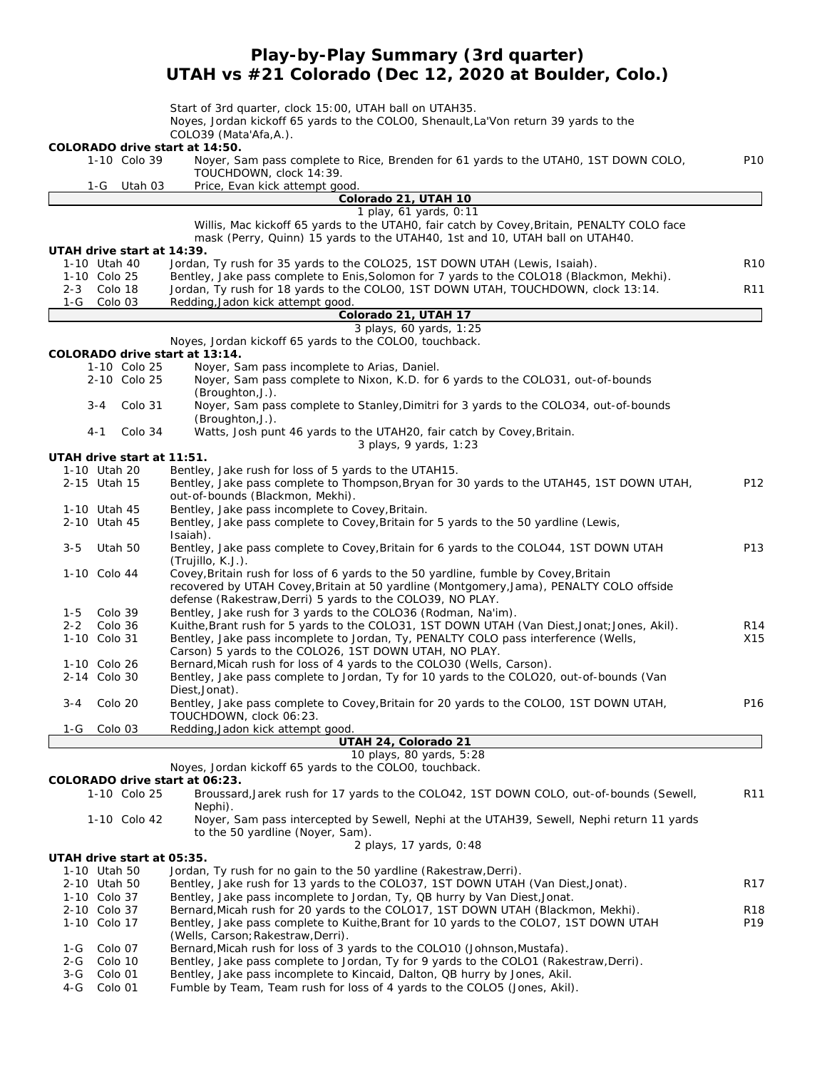# Play-by-Play Summary (3rd quarter)
## UTAH vs #21 Colorado (Dec 12, 2020 at Boulder, Colo.)

Start of 3rd quarter, clock 15:00, UTAH ball on UTAH35.
Noyes, Jordan kickoff 65 yards to the COLO0, Shenault,La'Von return 39 yards to the COLO39 (Mata'Afa,A.).

**COLORADO drive start at 14:50.**

| Down | Spot | Play | |
|---|---|---|---|
| 1-10 | Colo 39 | Noyer, Sam pass complete to Rice, Brenden for 61 yards to the UTAH0, 1ST DOWN COLO, TOUCHDOWN, clock 14:39. | P10 |
| 1-G | Utah 03 | Price, Evan kick attempt good. | |

**Colorado 21, UTAH 10**
1 play, 61 yards, 0:11

Willis, Mac kickoff 65 yards to the UTAH0, fair catch by Covey,Britain, PENALTY COLO face mask (Perry, Quinn) 15 yards to the UTAH40, 1st and 10, UTAH ball on UTAH40.

**UTAH drive start at 14:39.**

| Down | Spot | Play | |
|---|---|---|---|
| 1-10 | Utah 40 | Jordan, Ty rush for 35 yards to the COLO25, 1ST DOWN UTAH (Lewis, Isaiah). | R10 |
| 1-10 | Colo 25 | Bentley, Jake pass complete to Enis,Solomon for 7 yards to the COLO18 (Blackmon, Mekhi). | |
| 2-3 | Colo 18 | Jordan, Ty rush for 18 yards to the COLO0, 1ST DOWN UTAH, TOUCHDOWN, clock 13:14. | R11 |
| 1-G | Colo 03 | Redding,Jadon kick attempt good. | |

**Colorado 21, UTAH 17**
3 plays, 60 yards, 1:25

Noyes, Jordan kickoff 65 yards to the COLO0, touchback.

**COLORADO drive start at 13:14.**

| Down | Spot | Play | |
|---|---|---|---|
| 1-10 | Colo 25 | Noyer, Sam pass incomplete to Arias, Daniel. | |
| 2-10 | Colo 25 | Noyer, Sam pass complete to Nixon, K.D. for 6 yards to the COLO31, out-of-bounds (Broughton,J.). | |
| 3-4 | Colo 31 | Noyer, Sam pass complete to Stanley,Dimitri for 3 yards to the COLO34, out-of-bounds (Broughton,J.). | |
| 4-1 | Colo 34 | Watts, Josh punt 46 yards to the UTAH20, fair catch by Covey,Britain. | |

3 plays, 9 yards, 1:23

**UTAH drive start at 11:51.**

| Down | Spot | Play | |
|---|---|---|---|
| 1-10 | Utah 20 | Bentley, Jake rush for loss of 5 yards to the UTAH15. | |
| 2-15 | Utah 15 | Bentley, Jake pass complete to Thompson,Bryan for 30 yards to the UTAH45, 1ST DOWN UTAH, out-of-bounds (Blackmon, Mekhi). | P12 |
| 1-10 | Utah 45 | Bentley, Jake pass incomplete to Covey,Britain. | |
| 2-10 | Utah 45 | Bentley, Jake pass complete to Covey,Britain for 5 yards to the 50 yardline (Lewis, Isaiah). | |
| 3-5 | Utah 50 | Bentley, Jake pass complete to Covey,Britain for 6 yards to the COLO44, 1ST DOWN UTAH (Trujillo, K.J.). | P13 |
| 1-10 | Colo 44 | Covey,Britain rush for loss of 6 yards to the 50 yardline, fumble by Covey,Britain recovered by UTAH Covey,Britain at 50 yardline (Montgomery,Jama), PENALTY COLO offside defense (Rakestraw,Derri) 5 yards to the COLO39, NO PLAY. | |
| 1-5 | Colo 39 | Bentley, Jake rush for 3 yards to the COLO36 (Rodman, Na'im). | |
| 2-2 | Colo 36 | Kuithe,Brant rush for 5 yards to the COLO31, 1ST DOWN UTAH (Van Diest,Jonat;Jones, Akil). | R14 |
| 1-10 | Colo 31 | Bentley, Jake pass incomplete to Jordan, Ty, PENALTY COLO pass interference (Wells, Carson) 5 yards to the COLO26, 1ST DOWN UTAH, NO PLAY. | X15 |
| 1-10 | Colo 26 | Bernard,Micah rush for loss of 4 yards to the COLO30 (Wells, Carson). | |
| 2-14 | Colo 30 | Bentley, Jake pass complete to Jordan, Ty for 10 yards to the COLO20, out-of-bounds (Van Diest,Jonat). | |
| 3-4 | Colo 20 | Bentley, Jake pass complete to Covey,Britain for 20 yards to the COLO0, 1ST DOWN UTAH, TOUCHDOWN, clock 06:23. | P16 |
| 1-G | Colo 03 | Redding,Jadon kick attempt good. | |

**UTAH 24, Colorado 21**
10 plays, 80 yards, 5:28

Noyes, Jordan kickoff 65 yards to the COLO0, touchback.

**COLORADO drive start at 06:23.**

| Down | Spot | Play | |
|---|---|---|---|
| 1-10 | Colo 25 | Broussard,Jarek rush for 17 yards to the COLO42, 1ST DOWN COLO, out-of-bounds (Sewell, Nephi). | R11 |
| 1-10 | Colo 42 | Noyer, Sam pass intercepted by Sewell, Nephi at the UTAH39, Sewell, Nephi return 11 yards to the 50 yardline (Noyer, Sam). | |

2 plays, 17 yards, 0:48

**UTAH drive start at 05:35.**

| Down | Spot | Play | |
|---|---|---|---|
| 1-10 | Utah 50 | Jordan, Ty rush for no gain to the 50 yardline (Rakestraw,Derri). | |
| 2-10 | Utah 50 | Bentley, Jake rush for 13 yards to the COLO37, 1ST DOWN UTAH (Van Diest,Jonat). | R17 |
| 1-10 | Colo 37 | Bentley, Jake pass incomplete to Jordan, Ty, QB hurry by Van Diest,Jonat. | |
| 2-10 | Colo 37 | Bernard,Micah rush for 20 yards to the COLO17, 1ST DOWN UTAH (Blackmon, Mekhi). | R18 |
| 1-10 | Colo 17 | Bentley, Jake pass complete to Kuithe,Brant for 10 yards to the COLO7, 1ST DOWN UTAH (Wells, Carson;Rakestraw,Derri). | P19 |
| 1-G | Colo 07 | Bernard,Micah rush for loss of 3 yards to the COLO10 (Johnson,Mustafa). | |
| 2-G | Colo 10 | Bentley, Jake pass complete to Jordan, Ty for 9 yards to the COLO1 (Rakestraw,Derri). | |
| 3-G | Colo 01 | Bentley, Jake pass incomplete to Kincaid, Dalton, QB hurry by Jones, Akil. | |
| 4-G | Colo 01 | Fumble by Team, Team rush for loss of 4 yards to the COLO5 (Jones, Akil). | |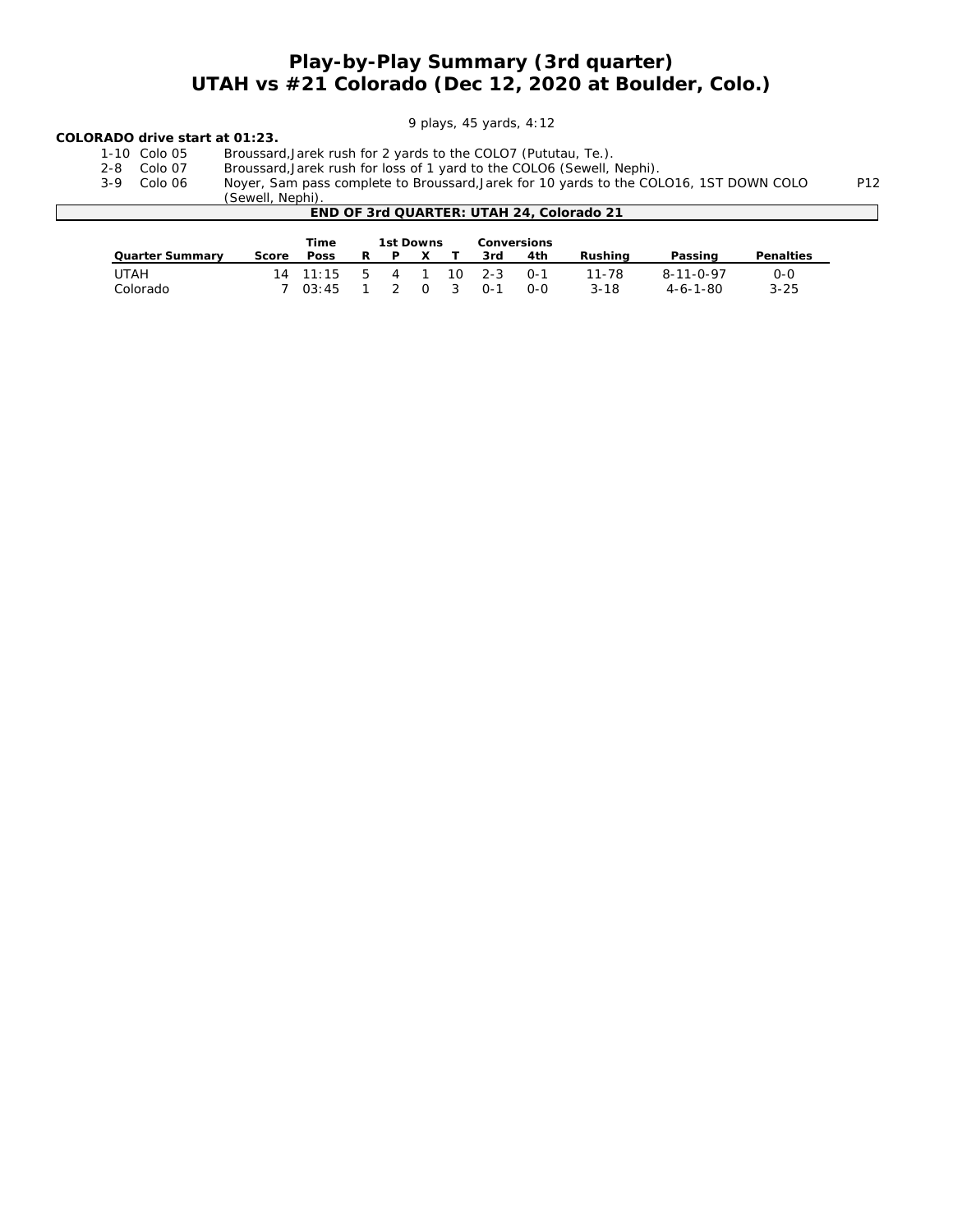# Play-by-Play Summary (3rd quarter)
## UTAH vs #21 Colorado (Dec 12, 2020 at Boulder, Colo.)

9 plays, 45 yards, 4:12

**COLORADO drive start at 01:23.**

| | | | |
|---|---|---|---|
| 1-10 | Colo 05 | Broussard,Jarek rush for 2 yards to the COLO7 (Pututau, Te.). | |
| 2-8 | Colo 07 | Broussard,Jarek rush for loss of 1 yard to the COLO6 (Sewell, Nephi). | |
| 3-9 | Colo 06 | Noyer, Sam pass complete to Broussard,Jarek for 10 yards to the COLO16, 1ST DOWN COLO (Sewell, Nephi). | P12 |

**END OF 3rd QUARTER: UTAH 24, Colorado 21**

| Quarter Summary | Score | Time Poss | 1st Downs R | P | X | T | Conversions 3rd | 4th | Rushing | Passing | Penalties |
|---|---|---|---|---|---|---|---|---|---|---|---|
| UTAH | 14 | 11:15 | 5 | 4 | 1 | 10 | 2-3 | 0-1 | 11-78 | 8-11-0-97 | 0-0 |
| Colorado | 7 | 03:45 | 1 | 2 | 0 | 3 | 0-1 | 0-0 | 3-18 | 4-6-1-80 | 3-25 |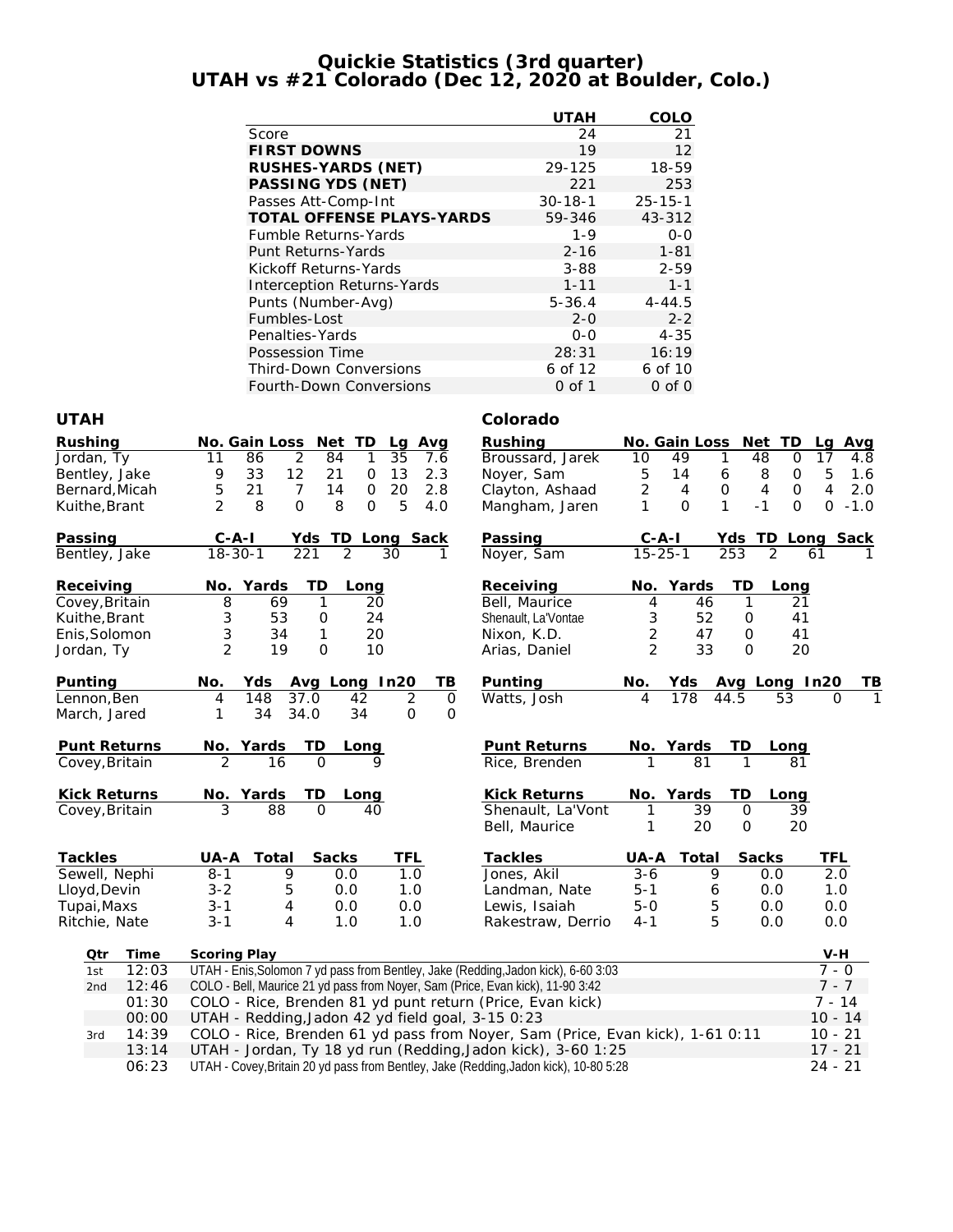# Quickie Statistics (3rd quarter)
## UTAH vs #21 Colorado (Dec 12, 2020 at Boulder, Colo.)

| | UTAH | COLO |
|---|---|---|
| Score | 24 | 21 |
| **FIRST DOWNS** | 19 | 12 |
| **RUSHES-YARDS (NET)** | 29-125 | 18-59 |
| **PASSING YDS (NET)** | 221 | 253 |
| Passes Att-Comp-Int | 30-18-1 | 25-15-1 |
| **TOTAL OFFENSE PLAYS-YARDS** | 59-346 | 43-312 |
| Fumble Returns-Yards | 1-9 | 0-0 |
| Punt Returns-Yards | 2-16 | 1-81 |
| Kickoff Returns-Yards | 3-88 | 2-59 |
| Interception Returns-Yards | 1-11 | 1-1 |
| Punts (Number-Avg) | 5-36.4 | 4-44.5 |
| Fumbles-Lost | 2-0 | 2-2 |
| Penalties-Yards | 0-0 | 4-35 |
| Possession Time | 28:31 | 16:19 |
| Third-Down Conversions | 6 of 12 | 6 of 10 |
| Fourth-Down Conversions | 0 of 1 | 0 of 0 |

### UTAH

| Rushing | No. | Gain | Loss | Net | TD | Lg | Avg |
|---|---|---|---|---|---|---|---|
| Jordan, Ty | 11 | 86 | 2 | 84 | 1 | 35 | 7.6 |
| Bentley, Jake | 9 | 33 | 12 | 21 | 0 | 13 | 2.3 |
| Bernard, Micah | 5 | 21 | 7 | 14 | 0 | 20 | 2.8 |
| Kuithe, Brant | 2 | 8 | 0 | 8 | 0 | 5 | 4.0 |

| Passing | C-A-I | Yds | TD | Long | Sack |
|---|---|---|---|---|---|
| Bentley, Jake | 18-30-1 | 221 | 2 | 30 | 1 |

| Receiving | No. | Yards | TD | Long |
|---|---|---|---|---|
| Covey, Britain | 8 | 69 | 1 | 20 |
| Kuithe, Brant | 3 | 53 | 0 | 24 |
| Enis, Solomon | 3 | 34 | 1 | 20 |
| Jordan, Ty | 2 | 19 | 0 | 10 |

| Punting | No. | Yds | Avg | Long | In20 | TB |
|---|---|---|---|---|---|---|
| Lennon, Ben | 4 | 148 | 37.0 | 42 | 2 | 0 |
| March, Jared | 1 | 34 | 34.0 | 34 | 0 | 0 |

| Punt Returns | No. | Yards | TD | Long |
|---|---|---|---|---|
| Covey, Britain | 2 | 16 | 0 | 9 |

| Kick Returns | No. | Yards | TD | Long |
|---|---|---|---|---|
| Covey, Britain | 3 | 88 | 0 | 40 |

| Tackles | UA-A | Total | Sacks | TFL |
|---|---|---|---|---|
| Sewell, Nephi | 8-1 | 9 | 0.0 | 1.0 |
| Lloyd, Devin | 3-2 | 5 | 0.0 | 1.0 |
| Tupai, Maxs | 3-1 | 4 | 0.0 | 0.0 |
| Ritchie, Nate | 3-1 | 4 | 1.0 | 1.0 |

### Colorado

| Rushing | No. | Gain | Loss | Net | TD | Lg | Avg |
|---|---|---|---|---|---|---|---|
| Broussard, Jarek | 10 | 49 | 1 | 48 | 0 | 17 | 4.8 |
| Noyer, Sam | 5 | 14 | 6 | 8 | 0 | 5 | 1.6 |
| Clayton, Ashaad | 2 | 4 | 0 | 4 | 0 | 4 | 2.0 |
| Mangham, Jaren | 1 | 0 | 1 | -1 | 0 | 0 | -1.0 |

| Passing | C-A-I | Yds | TD | Long | Sack |
|---|---|---|---|---|---|
| Noyer, Sam | 15-25-1 | 253 | 2 | 61 | 1 |

| Receiving | No. | Yards | TD | Long |
|---|---|---|---|---|
| Bell, Maurice | 4 | 46 | 1 | 21 |
| Shenault, La'Vontae | 3 | 52 | 0 | 41 |
| Nixon, K.D. | 2 | 47 | 0 | 41 |
| Arias, Daniel | 2 | 33 | 0 | 20 |

| Punting | No. | Yds | Avg | Long | In20 | TB |
|---|---|---|---|---|---|---|
| Watts, Josh | 4 | 178 | 44.5 | 53 | 0 | 1 |

| Punt Returns | No. | Yards | TD | Long |
|---|---|---|---|---|
| Rice, Brenden | 1 | 81 | 1 | 81 |

| Kick Returns | No. | Yards | TD | Long |
|---|---|---|---|---|
| Shenault, La'Vont | 1 | 39 | 0 | 39 |
| Bell, Maurice | 1 | 20 | 0 | 20 |

| Tackles | UA-A | Total | Sacks | TFL |
|---|---|---|---|---|
| Jones, Akil | 3-6 | 9 | 0.0 | 2.0 |
| Landman, Nate | 5-1 | 6 | 0.0 | 1.0 |
| Lewis, Isaiah | 5-0 | 5 | 0.0 | 0.0 |
| Rakestraw, Derrio | 4-1 | 5 | 0.0 | 0.0 |

### Scoring

| Qtr | Time | Scoring Play | V-H |
|---|---|---|---|
| 1st | 12:03 | UTAH - Enis, Solomon 7 yd pass from Bentley, Jake (Redding, Jadon kick), 6-60 3:03 | 7 - 0 |
| 2nd | 12:46 | COLO - Bell, Maurice 21 yd pass from Noyer, Sam (Price, Evan kick), 11-90 3:42 | 7 - 7 |
| | 01:30 | COLO - Rice, Brenden 81 yd punt return (Price, Evan kick) | 7 - 14 |
| | 00:00 | UTAH - Redding, Jadon 42 yd field goal, 3-15 0:23 | 10 - 14 |
| 3rd | 14:39 | COLO - Rice, Brenden 61 yd pass from Noyer, Sam (Price, Evan kick), 1-61 0:11 | 10 - 21 |
| | 13:14 | UTAH - Jordan, Ty 18 yd run (Redding, Jadon kick), 3-60 1:25 | 17 - 21 |
| | 06:23 | UTAH - Covey, Britain 20 yd pass from Bentley, Jake (Redding, Jadon kick), 10-80 5:28 | 24 - 21 |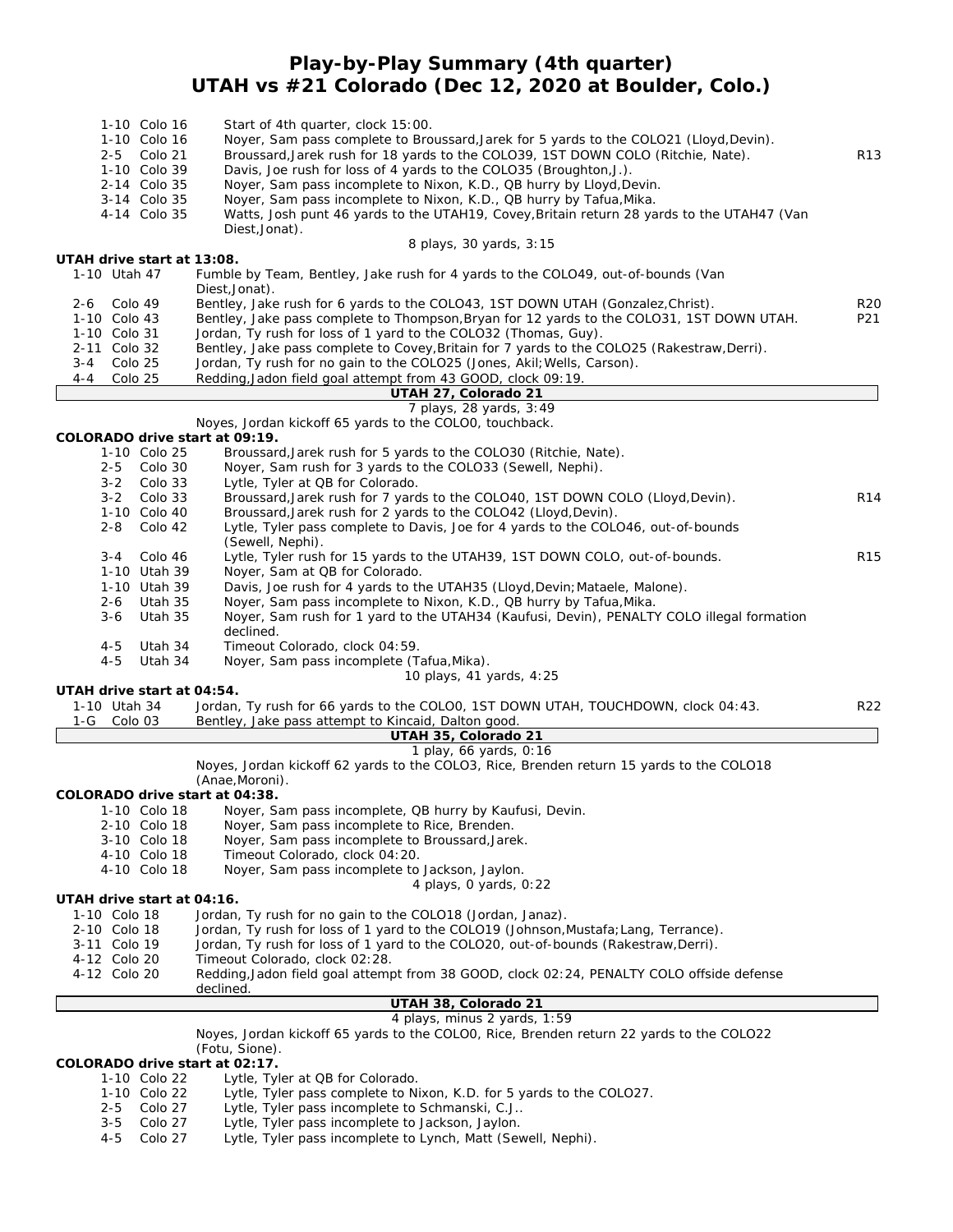# Play-by-Play Summary (4th quarter)
## UTAH vs #21 Colorado (Dec 12, 2020 at Boulder, Colo.)

| Down | Play | |
|---|---|---|
| 1-10 Colo 16 | Start of 4th quarter, clock 15:00. | |
| 1-10 Colo 16 | Noyer, Sam pass complete to Broussard,Jarek for 5 yards to the COLO21 (Lloyd,Devin). | |
| 2-5 Colo 21 | Broussard,Jarek rush for 18 yards to the COLO39, 1ST DOWN COLO (Ritchie, Nate). | R13 |
| 1-10 Colo 39 | Davis, Joe rush for loss of 4 yards to the COLO35 (Broughton,J.). | |
| 2-14 Colo 35 | Noyer, Sam pass incomplete to Nixon, K.D., QB hurry by Lloyd,Devin. | |
| 3-14 Colo 35 | Noyer, Sam pass incomplete to Nixon, K.D., QB hurry by Tafua,Mika. | |
| 4-14 Colo 35 | Watts, Josh punt 46 yards to the UTAH19, Covey,Britain return 28 yards to the UTAH47 (Van Diest,Jonat). | |
| | 8 plays, 30 yards, 3:15 | |

**UTAH drive start at 13:08.**

| Down | Play | |
|---|---|---|
| 1-10 Utah 47 | Fumble by Team, Bentley, Jake rush for 4 yards to the COLO49, out-of-bounds (Van Diest,Jonat). | |
| 2-6 Colo 49 | Bentley, Jake rush for 6 yards to the COLO43, 1ST DOWN UTAH (Gonzalez,Christ). | R20 |
| 1-10 Colo 43 | Bentley, Jake pass complete to Thompson,Bryan for 12 yards to the COLO31, 1ST DOWN UTAH. | P21 |
| 1-10 Colo 31 | Jordan, Ty rush for loss of 1 yard to the COLO32 (Thomas, Guy). | |
| 2-11 Colo 32 | Bentley, Jake pass complete to Covey,Britain for 7 yards to the COLO25 (Rakestraw,Derri). | |
| 3-4 Colo 25 | Jordan, Ty rush for no gain to the COLO25 (Jones, Akil;Wells, Carson). | |
| 4-4 Colo 25 | Redding,Jadon field goal attempt from 43 GOOD, clock 09:19. | |
| | **UTAH 27, Colorado 21** | |
| | 7 plays, 28 yards, 3:49 | |
| | Noyes, Jordan kickoff 65 yards to the COLO0, touchback. | |

**COLORADO drive start at 09:19.**

| Down | Play | |
|---|---|---|
| 1-10 Colo 25 | Broussard,Jarek rush for 5 yards to the COLO30 (Ritchie, Nate). | |
| 2-5 Colo 30 | Noyer, Sam rush for 3 yards to the COLO33 (Sewell, Nephi). | |
| 3-2 Colo 33 | Lytle, Tyler at QB for Colorado. | |
| 3-2 Colo 33 | Broussard,Jarek rush for 7 yards to the COLO40, 1ST DOWN COLO (Lloyd,Devin). | R14 |
| 1-10 Colo 40 | Broussard,Jarek rush for 2 yards to the COLO42 (Lloyd,Devin). | |
| 2-8 Colo 42 | Lytle, Tyler pass complete to Davis, Joe for 4 yards to the COLO46, out-of-bounds (Sewell, Nephi). | |
| 3-4 Colo 46 | Lytle, Tyler rush for 15 yards to the UTAH39, 1ST DOWN COLO, out-of-bounds. | R15 |
| 1-10 Utah 39 | Noyer, Sam at QB for Colorado. | |
| 1-10 Utah 39 | Davis, Joe rush for 4 yards to the UTAH35 (Lloyd,Devin;Mataele, Malone). | |
| 2-6 Utah 35 | Noyer, Sam pass incomplete to Nixon, K.D., QB hurry by Tafua,Mika. | |
| 3-6 Utah 35 | Noyer, Sam rush for 1 yard to the UTAH34 (Kaufusi, Devin), PENALTY COLO illegal formation declined. | |
| 4-5 Utah 34 | Timeout Colorado, clock 04:59. | |
| 4-5 Utah 34 | Noyer, Sam pass incomplete (Tafua,Mika). | |
| | 10 plays, 41 yards, 4:25 | |

**UTAH drive start at 04:54.**

| Down | Play | |
|---|---|---|
| 1-10 Utah 34 | Jordan, Ty rush for 66 yards to the COLO0, 1ST DOWN UTAH, TOUCHDOWN, clock 04:43. | R22 |
| 1-G Colo 03 | Bentley, Jake pass attempt to Kincaid, Dalton good. | |
| | **UTAH 35, Colorado 21** | |
| | 1 play, 66 yards, 0:16 | |
| | Noyes, Jordan kickoff 62 yards to the COLO3, Rice, Brenden return 15 yards to the COLO18 (Anae,Moroni). | |

**COLORADO drive start at 04:38.**

| Down | Play | |
|---|---|---|
| 1-10 Colo 18 | Noyer, Sam pass incomplete, QB hurry by Kaufusi, Devin. | |
| 2-10 Colo 18 | Noyer, Sam pass incomplete to Rice, Brenden. | |
| 3-10 Colo 18 | Noyer, Sam pass incomplete to Broussard,Jarek. | |
| 4-10 Colo 18 | Timeout Colorado, clock 04:20. | |
| 4-10 Colo 18 | Noyer, Sam pass incomplete to Jackson, Jaylon. | |
| | 4 plays, 0 yards, 0:22 | |

**UTAH drive start at 04:16.**

| Down | Play | |
|---|---|---|
| 1-10 Colo 18 | Jordan, Ty rush for no gain to the COLO18 (Jordan, Janaz). | |
| 2-10 Colo 18 | Jordan, Ty rush for loss of 1 yard to the COLO19 (Johnson,Mustafa;Lang, Terrance). | |
| 3-11 Colo 19 | Jordan, Ty rush for loss of 1 yard to the COLO20, out-of-bounds (Rakestraw,Derri). | |
| 4-12 Colo 20 | Timeout Colorado, clock 02:28. | |
| 4-12 Colo 20 | Redding,Jadon field goal attempt from 38 GOOD, clock 02:24, PENALTY COLO offside defense declined. | |
| | **UTAH 38, Colorado 21** | |
| | 4 plays, minus 2 yards, 1:59 | |
| | Noyes, Jordan kickoff 65 yards to the COLO0, Rice, Brenden return 22 yards to the COLO22 (Fotu, Sione). | |

**COLORADO drive start at 02:17.**

| Down | Play | |
|---|---|---|
| 1-10 Colo 22 | Lytle, Tyler at QB for Colorado. | |
| 1-10 Colo 22 | Lytle, Tyler pass complete to Nixon, K.D. for 5 yards to the COLO27. | |
| 2-5 Colo 27 | Lytle, Tyler pass incomplete to Schmanski, C.J.. | |
| 3-5 Colo 27 | Lytle, Tyler pass incomplete to Jackson, Jaylon. | |
| 4-5 Colo 27 | Lytle, Tyler pass incomplete to Lynch, Matt (Sewell, Nephi). | |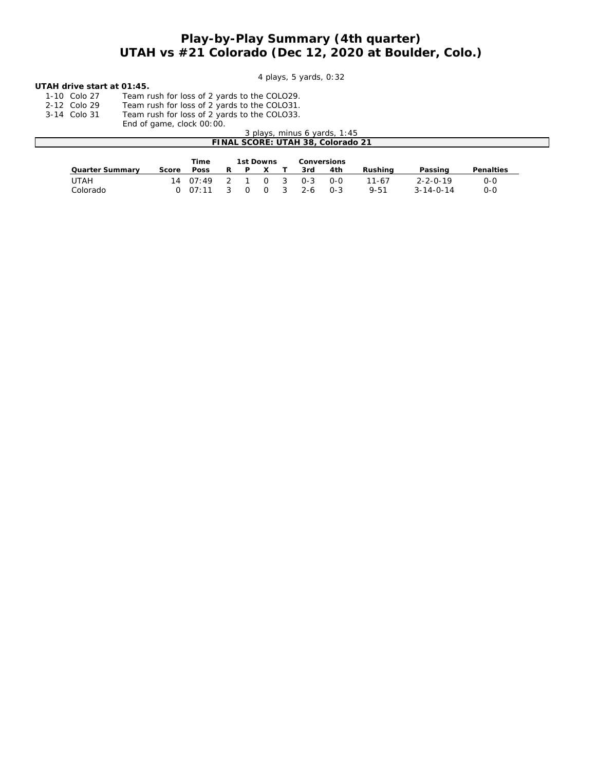# Play-by-Play Summary (4th quarter)
## UTAH vs #21 Colorado (Dec 12, 2020 at Boulder, Colo.)

4 plays, 5 yards, 0:32

**UTAH drive start at 01:45.**

| | |
|---|---|
| 1-10 Colo 27 | Team rush for loss of 2 yards to the COLO29. |
| 2-12 Colo 29 | Team rush for loss of 2 yards to the COLO31. |
| 3-14 Colo 31 | Team rush for loss of 2 yards to the COLO33. |
| | End of game, clock 00:00. |

3 plays, minus 6 yards, 1:45

**FINAL SCORE: UTAH 38, Colorado 21**

| Quarter Summary | Score | Time Poss | 1st Downs R | P | X | T | Conversions 3rd | 4th | Rushing | Passing | Penalties |
|---|---|---|---|---|---|---|---|---|---|---|---|
| UTAH | 14 | 07:49 | 2 | 1 | 0 | 3 | 0-3 | 0-0 | 11-67 | 2-2-0-19 | 0-0 |
| Colorado | 0 | 07:11 | 3 | 0 | 0 | 3 | 2-6 | 0-3 | 9-51 | 3-14-0-14 | 0-0 |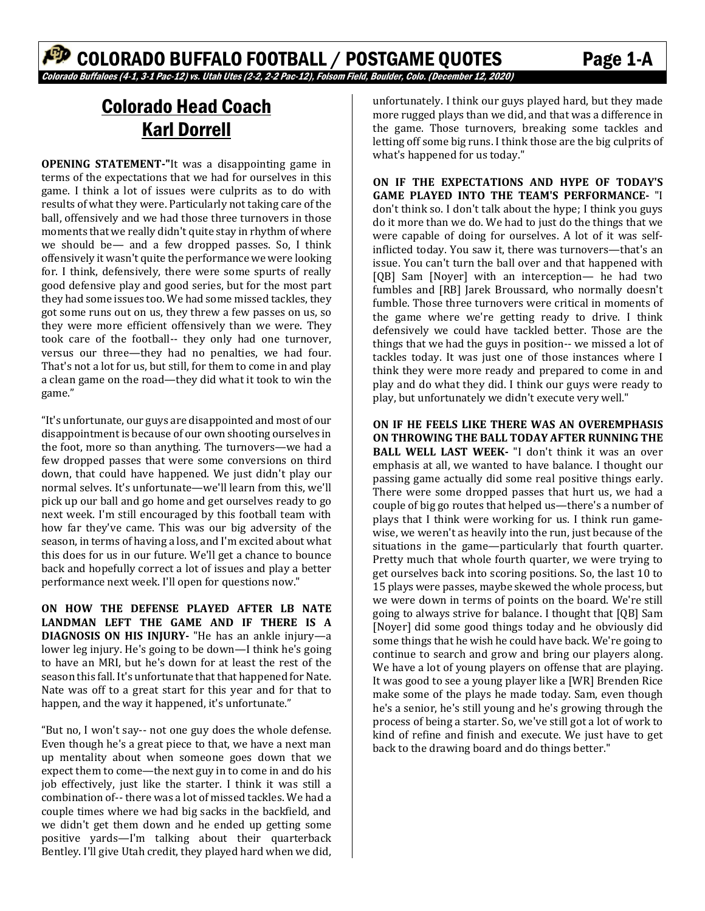# COLORADO BUFFALO FOOTBALL / POSTGAME QUOTES

*Colorado Buffaloes (4-1, 3-1 Pac-12) vs. Utah Utes (2-2, 2-2 Pac-12), Folsom Field, Boulder, Colo. (December 12, 2020)*

## Colorado Head Coach Karl Dorrell

**OPENING STATEMENT-**"It was a disappointing game in terms of the expectations that we had for ourselves in this game. I think a lot of issues were culprits as to do with results of what they were. Particularly not taking care of the ball, offensively and we had those three turnovers in those moments that we really didn't quite stay in rhythm of where we should be— and a few dropped passes. So, I think offensively it wasn't quite the performance we were looking for. I think, defensively, there were some spurts of really good defensive play and good series, but for the most part they had some issues too. We had some missed tackles, they got some runs out on us, they threw a few passes on us, so they were more efficient offensively than we were. They took care of the football-- they only had one turnover, versus our three—they had no penalties, we had four. That's not a lot for us, but still, for them to come in and play a clean game on the road—they did what it took to win the game."

"It's unfortunate, our guys are disappointed and most of our disappointment is because of our own shooting ourselves in the foot, more so than anything. The turnovers—we had a few dropped passes that were some conversions on third down, that could have happened. We just didn't play our normal selves. It's unfortunate—we'll learn from this, we'll pick up our ball and go home and get ourselves ready to go next week. I'm still encouraged by this football team with how far they've came. This was our big adversity of the season, in terms of having a loss, and I'm excited about what this does for us in our future. We'll get a chance to bounce back and hopefully correct a lot of issues and play a better performance next week. I'll open for questions now."

**ON HOW THE DEFENSE PLAYED AFTER LB NATE LANDMAN LEFT THE GAME AND IF THERE IS A DIAGNOSIS ON HIS INJURY-** "He has an ankle injury—a lower leg injury. He's going to be down—I think he's going to have an MRI, but he's down for at least the rest of the season this fall. It's unfortunate that that happened for Nate. Nate was off to a great start for this year and for that to happen, and the way it happened, it's unfortunate."

"But no, I won't say-- not one guy does the whole defense. Even though he's a great piece to that, we have a next man up mentality about when someone goes down that we expect them to come—the next guy in to come in and do his job effectively, just like the starter. I think it was still a combination of-- there was a lot of missed tackles. We had a couple times where we had big sacks in the backfield, and we didn't get them down and he ended up getting some positive yards—I'm talking about their quarterback Bentley. I'll give Utah credit, they played hard when we did, unfortunately. I think our guys played hard, but they made more rugged plays than we did, and that was a difference in the game. Those turnovers, breaking some tackles and letting off some big runs. I think those are the big culprits of what's happened for us today."

**ON IF THE EXPECTATIONS AND HYPE OF TODAY'S GAME PLAYED INTO THE TEAM'S PERFORMANCE-** "I don't think so. I don't talk about the hype; I think you guys do it more than we do. We had to just do the things that we were capable of doing for ourselves. A lot of it was self-inflicted today. You saw it, there was turnovers—that's an issue. You can't turn the ball over and that happened with [QB] Sam [Noyer] with an interception— he had two fumbles and [RB] Jarek Broussard, who normally doesn't fumble. Those three turnovers were critical in moments of the game where we're getting ready to drive. I think defensively we could have tackled better. Those are the things that we had the guys in position-- we missed a lot of tackles today. It was just one of those instances where I think they were more ready and prepared to come in and play and do what they did. I think our guys were ready to play, but unfortunately we didn't execute very well."

**ON IF HE FEELS LIKE THERE WAS AN OVEREMPHASIS ON THROWING THE BALL TODAY AFTER RUNNING THE BALL WELL LAST WEEK-** "I don't think it was an over emphasis at all, we wanted to have balance. I thought our passing game actually did some real positive things early. There were some dropped passes that hurt us, we had a couple of big go routes that helped us—there's a number of plays that I think were working for us. I think run game-wise, we weren't as heavily into the run, just because of the situations in the game—particularly that fourth quarter. Pretty much that whole fourth quarter, we were trying to get ourselves back into scoring positions. So, the last 10 to 15 plays were passes, maybe skewed the whole process, but we were down in terms of points on the board. We're still going to always strive for balance. I thought that [QB] Sam [Noyer] did some good things today and he obviously did some things that he wish he could have back. We're going to continue to search and grow and bring our players along. We have a lot of young players on offense that are playing. It was good to see a young player like a [WR] Brenden Rice make some of the plays he made today. Sam, even though he's a senior, he's still young and he's growing through the process of being a starter. So, we've still got a lot of work to kind of refine and finish and execute. We just have to get back to the drawing board and do things better."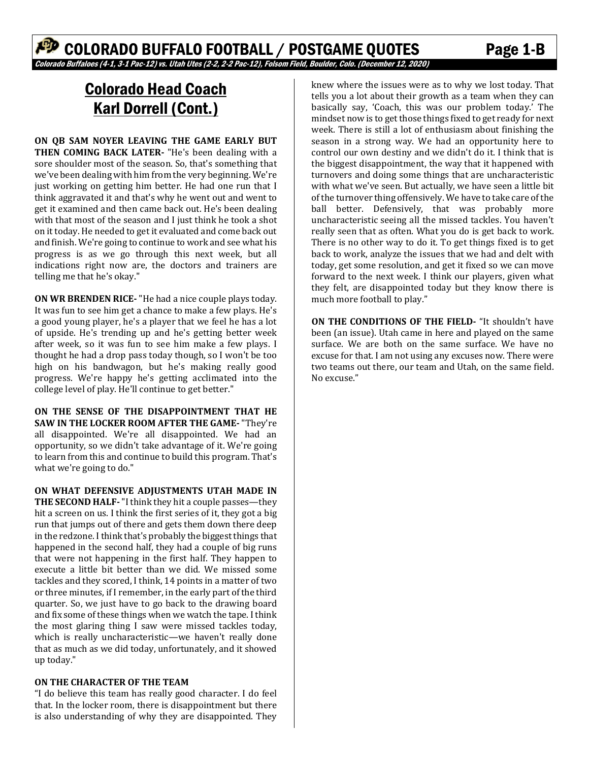# COLORADO BUFFALO FOOTBALL / POSTGAME QUOTES

*Colorado Buffaloes (4-1, 3-1 Pac-12) vs. Utah Utes (2-2, 2-2 Pac-12), Folsom Field, Boulder, Colo. (December 12, 2020)*

## Colorado Head Coach Karl Dorrell (Cont.)

**ON QB SAM NOYER LEAVING THE GAME EARLY BUT THEN COMING BACK LATER-** "He's been dealing with a sore shoulder most of the season. So, that's something that we've been dealing with him from the very beginning. We're just working on getting him better. He had one run that I think aggravated it and that's why he went out and went to get it examined and then came back out. He's been dealing with that most of the season and I just think he took a shot on it today. He needed to get it evaluated and come back out and finish. We're going to continue to work and see what his progress is as we go through this next week, but all indications right now are, the doctors and trainers are telling me that he's okay."

**ON WR BRENDEN RICE-** "He had a nice couple plays today. It was fun to see him get a chance to make a few plays. He's a good young player, he's a player that we feel he has a lot of upside. He's trending up and he's getting better week after week, so it was fun to see him make a few plays. I thought he had a drop pass today though, so I won't be too high on his bandwagon, but he's making really good progress. We're happy he's getting acclimated into the college level of play. He'll continue to get better."

**ON THE SENSE OF THE DISAPPOINTMENT THAT HE SAW IN THE LOCKER ROOM AFTER THE GAME-** "They're all disappointed. We're all disappointed. We had an opportunity, so we didn't take advantage of it. We're going to learn from this and continue to build this program. That's what we're going to do."

**ON WHAT DEFENSIVE ADJUSTMENTS UTAH MADE IN THE SECOND HALF-** "I think they hit a couple passes—they hit a screen on us. I think the first series of it, they got a big run that jumps out of there and gets them down there deep in the redzone. I think that's probably the biggest things that happened in the second half, they had a couple of big runs that were not happening in the first half. They happen to execute a little bit better than we did. We missed some tackles and they scored, I think, 14 points in a matter of two or three minutes, if I remember, in the early part of the third quarter. So, we just have to go back to the drawing board and fix some of these things when we watch the tape. I think the most glaring thing I saw were missed tackles today, which is really uncharacteristic—we haven't really done that as much as we did today, unfortunately, and it showed up today."

**ON THE CHARACTER OF THE TEAM**
"I do believe this team has really good character. I do feel that. In the locker room, there is disappointment but there is also understanding of why they are disappointed. They knew where the issues were as to why we lost today. That tells you a lot about their growth as a team when they can basically say, 'Coach, this was our problem today.' The mindset now is to get those things fixed to get ready for next week. There is still a lot of enthusiasm about finishing the season in a strong way. We had an opportunity here to control our own destiny and we didn't do it. I think that is the biggest disappointment, the way that it happened with turnovers and doing some things that are uncharacteristic with what we've seen. But actually, we have seen a little bit of the turnover thing offensively. We have to take care of the ball better. Defensively, that was probably more uncharacteristic seeing all the missed tackles. You haven't really seen that as often. What you do is get back to work. There is no other way to do it. To get things fixed is to get back to work, analyze the issues that we had and delt with today, get some resolution, and get it fixed so we can move forward to the next week. I think our players, given what they felt, are disappointed today but they know there is much more football to play."

**ON THE CONDITIONS OF THE FIELD-** "It shouldn't have been (an issue). Utah came in here and played on the same surface. We are both on the same surface. We have no excuse for that. I am not using any excuses now. There were two teams out there, our team and Utah, on the same field. No excuse."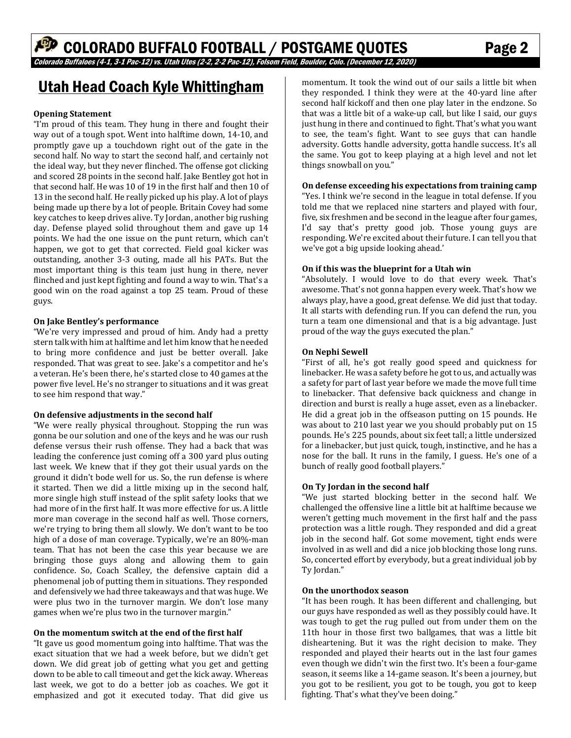## Utah Head Coach Kyle Whittingham

**Opening Statement**

"I'm proud of this team. They hung in there and fought their way out of a tough spot. Went into halftime down, 14-10, and promptly gave up a touchdown right out of the gate in the second half. No way to start the second half, and certainly not the ideal way, but they never flinched. The offense got clicking and scored 28 points in the second half. Jake Bentley got hot in that second half. He was 10 of 19 in the first half and then 10 of 13 in the second half. He really picked up his play. A lot of plays being made up there by a lot of people. Britain Covey had some key catches to keep drives alive. Ty Jordan, another big rushing day. Defense played solid throughout them and gave up 14 points. We had the one issue on the punt return, which can't happen, we got to get that corrected. Field goal kicker was outstanding, another 3-3 outing, made all his PATs. But the most important thing is this team just hung in there, never flinched and just kept fighting and found a way to win. That's a good win on the road against a top 25 team. Proud of these guys.

**On Jake Bentley's performance**

"We're very impressed and proud of him. Andy had a pretty stern talk with him at halftime and let him know that he needed to bring more confidence and just be better overall. Jake responded. That was great to see. Jake's a competitor and he's a veteran. He's been there, he's started close to 40 games at the power five level. He's no stranger to situations and it was great to see him respond that way."

**On defensive adjustments in the second half**

"We were really physical throughout. Stopping the run was gonna be our solution and one of the keys and he was our rush defense versus their rush offense. They had a back that was leading the conference just coming off a 300 yard plus outing last week. We knew that if they got their usual yards on the ground it didn't bode well for us. So, the run defense is where it started. Then we did a little mixing up in the second half, more single high stuff instead of the split safety looks that we had more of in the first half. It was more effective for us. A little more man coverage in the second half as well. Those corners, we're trying to bring them all slowly. We don't want to be too high of a dose of man coverage. Typically, we're an 80%-man team. That has not been the case this year because we are bringing those guys along and allowing them to gain confidence. So, Coach Scalley, the defensive captain did a phenomenal job of putting them in situations. They responded and defensively we had three takeaways and that was huge. We were plus two in the turnover margin. We don't lose many games when we're plus two in the turnover margin."

**On the momentum switch at the end of the first half**

"It gave us good momentum going into halftime. That was the exact situation that we had a week before, but we didn't get down. We did great job of getting what you get and getting down to be able to call timeout and get the kick away. Whereas last week, we got to do a better job as coaches. We got it emphasized and got it executed today. That did give us momentum. It took the wind out of our sails a little bit when they responded. I think they were at the 40-yard line after second half kickoff and then one play later in the endzone. So that was a little bit of a wake-up call, but like I said, our guys just hung in there and continued to fight. That's what you want to see, the team's fight. Want to see guys that can handle adversity. Gotts handle adversity, gotta handle success. It's all the same. You got to keep playing at a high level and not let things snowball on you."

**On defense exceeding his expectations from training camp**

"Yes. I think we're second in the league in total defense. If you told me that we replaced nine starters and played with four, five, six freshmen and be second in the league after four games, I'd say that's pretty good job. Those young guys are responding. We're excited about their future. I can tell you that we've got a big upside looking ahead.'

**On if this was the blueprint for a Utah win**

"Absolutely. I would love to do that every week. That's awesome. That's not gonna happen every week. That's how we always play, have a good, great defense. We did just that today. It all starts with defending run. If you can defend the run, you turn a team one dimensional and that is a big advantage. Just proud of the way the guys executed the plan."

**On Nephi Sewell**

"First of all, he's got really good speed and quickness for linebacker. He was a safety before he got to us, and actually was a safety for part of last year before we made the move full time to linebacker. That defensive back quickness and change in direction and burst is really a huge asset, even as a linebacker. He did a great job in the offseason putting on 15 pounds. He was about to 210 last year we you should probably put on 15 pounds. He's 225 pounds, about six feet tall; a little undersized for a linebacker, but just quick, tough, instinctive, and he has a nose for the ball. It runs in the family, I guess. He's one of a bunch of really good football players."

**On Ty Jordan in the second half**

"We just started blocking better in the second half. We challenged the offensive line a little bit at halftime because we weren't getting much movement in the first half and the pass protection was a little rough. They responded and did a great job in the second half. Got some movement, tight ends were involved in as well and did a nice job blocking those long runs. So, concerted effort by everybody, but a great individual job by Ty Jordan."

**On the unorthodox season**

"It has been rough. It has been different and challenging, but our guys have responded as well as they possibly could have. It was tough to get the rug pulled out from under them on the 11th hour in those first two ballgames, that was a little bit disheartening. But it was the right decision to make. They responded and played their hearts out in the last four games even though we didn't win the first two. It's been a four-game season, it seems like a 14-game season. It's been a journey, but you got to be resilient, you got to be tough, you got to keep fighting. That's what they've been doing."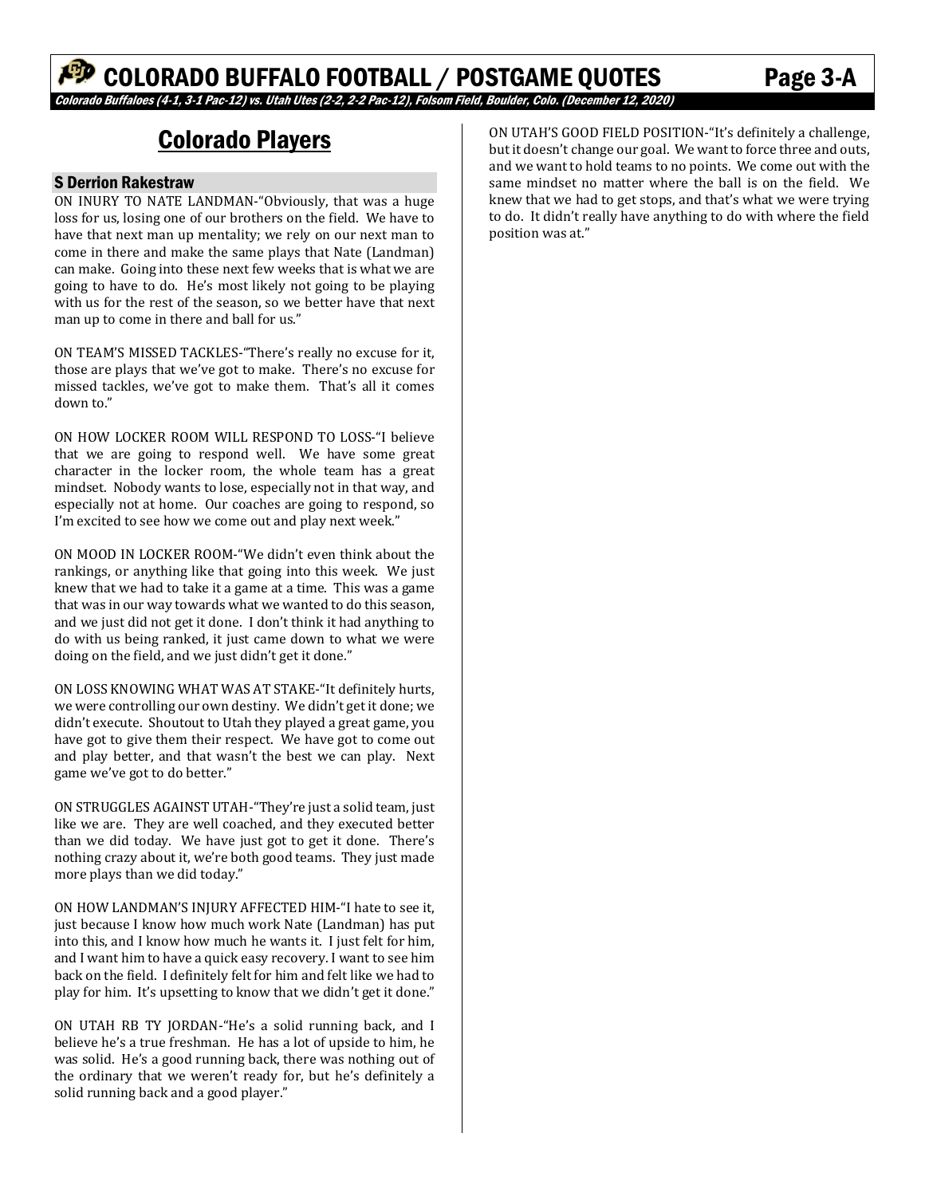## Colorado Players

### S Derrion Rakestraw

ON INURY TO NATE LANDMAN-"Obviously, that was a huge loss for us, losing one of our brothers on the field. We have to have that next man up mentality; we rely on our next man to come in there and make the same plays that Nate (Landman) can make. Going into these next few weeks that is what we are going to have to do. He's most likely not going to be playing with us for the rest of the season, so we better have that next man up to come in there and ball for us."

ON TEAM'S MISSED TACKLES-"There's really no excuse for it, those are plays that we've got to make. There's no excuse for missed tackles, we've got to make them. That's all it comes down to."

ON HOW LOCKER ROOM WILL RESPOND TO LOSS-"I believe that we are going to respond well. We have some great character in the locker room, the whole team has a great mindset. Nobody wants to lose, especially not in that way, and especially not at home. Our coaches are going to respond, so I'm excited to see how we come out and play next week."

ON MOOD IN LOCKER ROOM-"We didn't even think about the rankings, or anything like that going into this week. We just knew that we had to take it a game at a time. This was a game that was in our way towards what we wanted to do this season, and we just did not get it done. I don't think it had anything to do with us being ranked, it just came down to what we were doing on the field, and we just didn't get it done."

ON LOSS KNOWING WHAT WAS AT STAKE-"It definitely hurts, we were controlling our own destiny. We didn't get it done; we didn't execute. Shoutout to Utah they played a great game, you have got to give them their respect. We have got to come out and play better, and that wasn't the best we can play. Next game we've got to do better."

ON STRUGGLES AGAINST UTAH-"They're just a solid team, just like we are. They are well coached, and they executed better than we did today. We have just got to get it done. There's nothing crazy about it, we're both good teams. They just made more plays than we did today."

ON HOW LANDMAN'S INJURY AFFECTED HIM-"I hate to see it, just because I know how much work Nate (Landman) has put into this, and I know how much he wants it. I just felt for him, and I want him to have a quick easy recovery. I want to see him back on the field. I definitely felt for him and felt like we had to play for him. It's upsetting to know that we didn't get it done."

ON UTAH RB TY JORDAN-"He's a solid running back, and I believe he's a true freshman. He has a lot of upside to him, he was solid. He's a good running back, there was nothing out of the ordinary that we weren't ready for, but he's definitely a solid running back and a good player."

ON UTAH'S GOOD FIELD POSITION-"It's definitely a challenge, but it doesn't change our goal. We want to force three and outs, and we want to hold teams to no points. We come out with the same mindset no matter where the ball is on the field. We knew that we had to get stops, and that's what we were trying to do. It didn't really have anything to do with where the field position was at."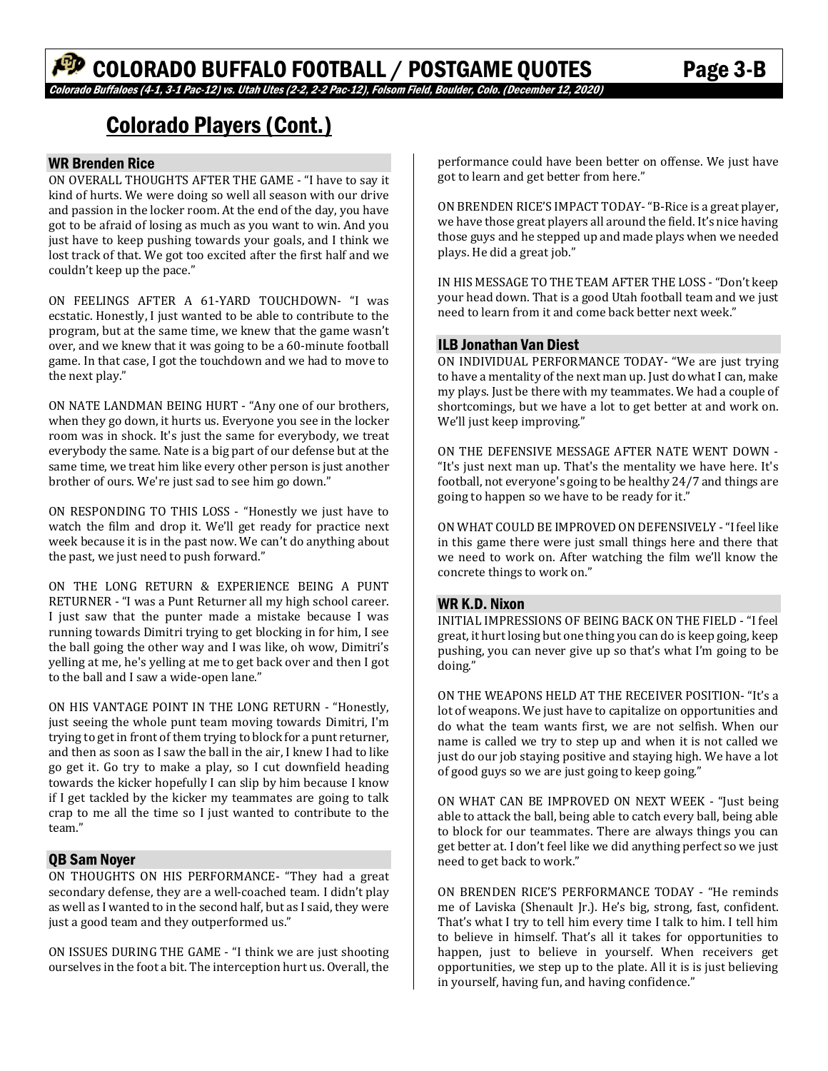# COLORADO BUFFALO FOOTBALL / POSTGAME QUOTES

*Colorado Buffaloes (4-1, 3-1 Pac-12) vs. Utah Utes (2-2, 2-2 Pac-12), Folsom Field, Boulder, Colo. (December 12, 2020)*

## Colorado Players (Cont.)

### WR Brenden Rice

ON OVERALL THOUGHTS AFTER THE GAME - "I have to say it kind of hurts. We were doing so well all season with our drive and passion in the locker room. At the end of the day, you have got to be afraid of losing as much as you want to win. And you just have to keep pushing towards your goals, and I think we lost track of that. We got too excited after the first half and we couldn't keep up the pace."

ON FEELINGS AFTER A 61-YARD TOUCHDOWN- "I was ecstatic. Honestly, I just wanted to be able to contribute to the program, but at the same time, we knew that the game wasn't over, and we knew that it was going to be a 60-minute football game. In that case, I got the touchdown and we had to move to the next play."

ON NATE LANDMAN BEING HURT - "Any one of our brothers, when they go down, it hurts us. Everyone you see in the locker room was in shock. It's just the same for everybody, we treat everybody the same. Nate is a big part of our defense but at the same time, we treat him like every other person is just another brother of ours. We're just sad to see him go down."

ON RESPONDING TO THIS LOSS - "Honestly we just have to watch the film and drop it. We'll get ready for practice next week because it is in the past now. We can't do anything about the past, we just need to push forward."

ON THE LONG RETURN & EXPERIENCE BEING A PUNT RETURNER - "I was a Punt Returner all my high school career. I just saw that the punter made a mistake because I was running towards Dimitri trying to get blocking in for him, I see the ball going the other way and I was like, oh wow, Dimitri's yelling at me, he's yelling at me to get back over and then I got to the ball and I saw a wide-open lane."

ON HIS VANTAGE POINT IN THE LONG RETURN - "Honestly, just seeing the whole punt team moving towards Dimitri, I'm trying to get in front of them trying to block for a punt returner, and then as soon as I saw the ball in the air, I knew I had to like go get it. Go try to make a play, so I cut downfield heading towards the kicker hopefully I can slip by him because I know if I get tackled by the kicker my teammates are going to talk crap to me all the time so I just wanted to contribute to the team."

### QB Sam Noyer

ON THOUGHTS ON HIS PERFORMANCE- "They had a great secondary defense, they are a well-coached team. I didn't play as well as I wanted to in the second half, but as I said, they were just a good team and they outperformed us."

ON ISSUES DURING THE GAME - "I think we are just shooting ourselves in the foot a bit. The interception hurt us. Overall, the performance could have been better on offense. We just have got to learn and get better from here."

ON BRENDEN RICE'S IMPACT TODAY- "B-Rice is a great player, we have those great players all around the field. It's nice having those guys and he stepped up and made plays when we needed plays. He did a great job."

IN HIS MESSAGE TO THE TEAM AFTER THE LOSS - "Don't keep your head down. That is a good Utah football team and we just need to learn from it and come back better next week."

### ILB Jonathan Van Diest

ON INDIVIDUAL PERFORMANCE TODAY- "We are just trying to have a mentality of the next man up. Just do what I can, make my plays. Just be there with my teammates. We had a couple of shortcomings, but we have a lot to get better at and work on. We'll just keep improving."

ON THE DEFENSIVE MESSAGE AFTER NATE WENT DOWN - "It's just next man up. That's the mentality we have here. It's football, not everyone's going to be healthy 24/7 and things are going to happen so we have to be ready for it."

ON WHAT COULD BE IMPROVED ON DEFENSIVELY - "I feel like in this game there were just small things here and there that we need to work on. After watching the film we'll know the concrete things to work on."

### WR K.D. Nixon

INITIAL IMPRESSIONS OF BEING BACK ON THE FIELD - "I feel great, it hurt losing but one thing you can do is keep going, keep pushing, you can never give up so that's what I'm going to be doing."

ON THE WEAPONS HELD AT THE RECEIVER POSITION- "It's a lot of weapons. We just have to capitalize on opportunities and do what the team wants first, we are not selfish. When our name is called we try to step up and when it is not called we just do our job staying positive and staying high. We have a lot of good guys so we are just going to keep going."

ON WHAT CAN BE IMPROVED ON NEXT WEEK - "Just being able to attack the ball, being able to catch every ball, being able to block for our teammates. There are always things you can get better at. I don't feel like we did anything perfect so we just need to get back to work."

ON BRENDEN RICE'S PERFORMANCE TODAY - "He reminds me of Laviska (Shenault Jr.). He's big, strong, fast, confident. That's what I try to tell him every time I talk to him. I tell him to believe in himself. That's all it takes for opportunities to happen, just to believe in yourself. When receivers get opportunities, we step up to the plate. All it is is just believing in yourself, having fun, and having confidence."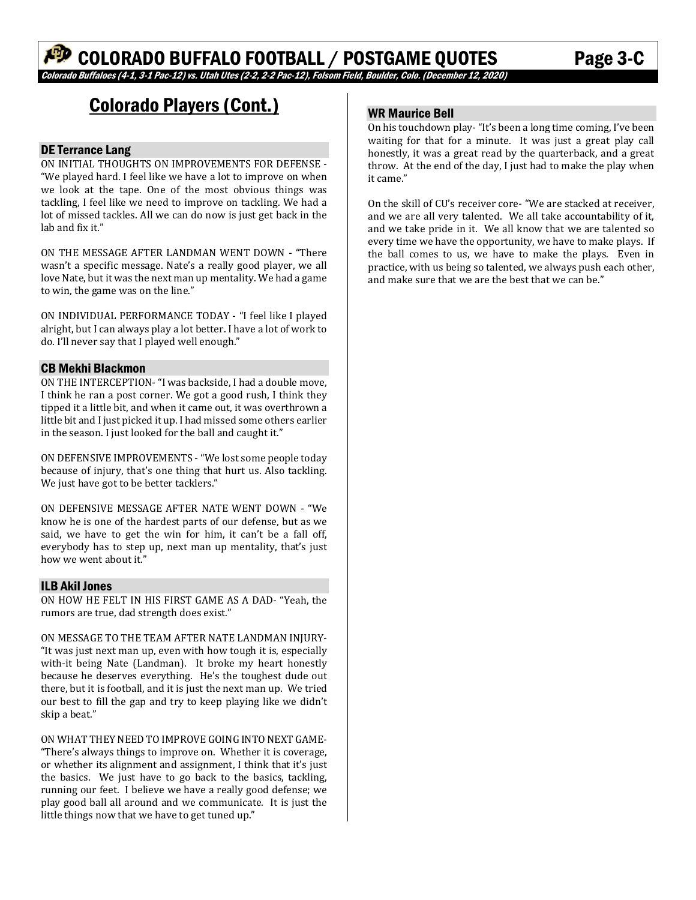## Colorado Players (Cont.)

### DE Terrance Lang

ON INITIAL THOUGHTS ON IMPROVEMENTS FOR DEFENSE - "We played hard. I feel like we have a lot to improve on when we look at the tape. One of the most obvious things was tackling, I feel like we need to improve on tackling. We had a lot of missed tackles. All we can do now is just get back in the lab and fix it."

ON THE MESSAGE AFTER LANDMAN WENT DOWN - "There wasn't a specific message. Nate's a really good player, we all love Nate, but it was the next man up mentality. We had a game to win, the game was on the line."

ON INDIVIDUAL PERFORMANCE TODAY - "I feel like I played alright, but I can always play a lot better. I have a lot of work to do. I'll never say that I played well enough."

### CB Mekhi Blackmon

ON THE INTERCEPTION- "I was backside, I had a double move, I think he ran a post corner. We got a good rush, I think they tipped it a little bit, and when it came out, it was overthrown a little bit and I just picked it up. I had missed some others earlier in the season. I just looked for the ball and caught it."

ON DEFENSIVE IMPROVEMENTS - "We lost some people today because of injury, that's one thing that hurt us. Also tackling. We just have got to be better tacklers."

ON DEFENSIVE MESSAGE AFTER NATE WENT DOWN - "We know he is one of the hardest parts of our defense, but as we said, we have to get the win for him, it can't be a fall off, everybody has to step up, next man up mentality, that's just how we went about it."

### ILB Akil Jones

ON HOW HE FELT IN HIS FIRST GAME AS A DAD- "Yeah, the rumors are true, dad strength does exist."

ON MESSAGE TO THE TEAM AFTER NATE LANDMAN INJURY- "It was just next man up, even with how tough it is, especially with-it being Nate (Landman). It broke my heart honestly because he deserves everything. He's the toughest dude out there, but it is football, and it is just the next man up. We tried our best to fill the gap and try to keep playing like we didn't skip a beat."

ON WHAT THEY NEED TO IMPROVE GOING INTO NEXT GAME- "There's always things to improve on. Whether it is coverage, or whether its alignment and assignment, I think that it's just the basics. We just have to go back to the basics, tackling, running our feet. I believe we have a really good defense; we play good ball all around and we communicate. It is just the little things now that we have to get tuned up."

### WR Maurice Bell

On his touchdown play- "It's been a long time coming, I've been waiting for that for a minute. It was just a great play call honestly, it was a great read by the quarterback, and a great throw. At the end of the day, I just had to make the play when it came."

On the skill of CU's receiver core- "We are stacked at receiver, and we are all very talented. We all take accountability of it, and we take pride in it. We all know that we are talented so every time we have the opportunity, we have to make plays. If the ball comes to us, we have to make the plays. Even in practice, with us being so talented, we always push each other, and make sure that we are the best that we can be."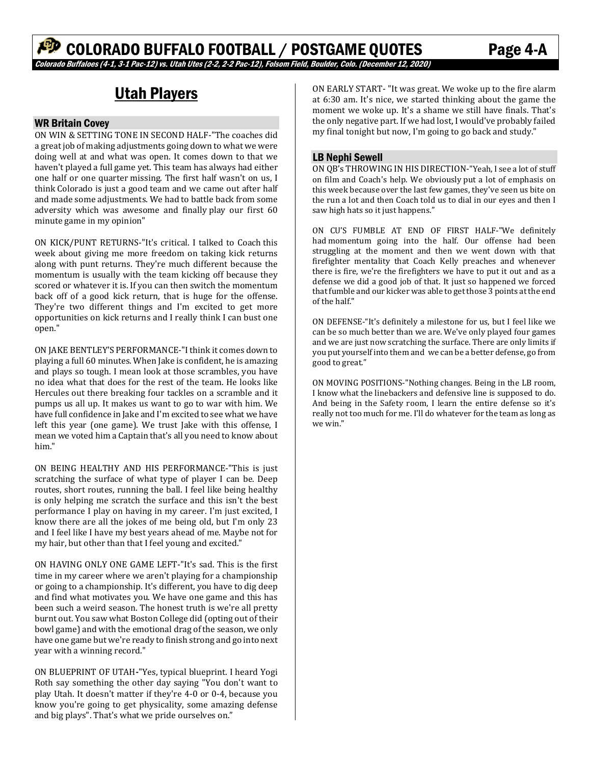## Utah Players

### WR Britain Covey

ON WIN & SETTING TONE IN SECOND HALF-"The coaches did a great job of making adjustments going down to what we were doing well at and what was open. It comes down to that we haven't played a full game yet. This team has always had either one half or one quarter missing. The first half wasn't on us, I think Colorado is just a good team and we came out after half and made some adjustments. We had to battle back from some adversity which was awesome and finally play our first 60 minute game in my opinion"

ON KICK/PUNT RETURNS-"It's critical. I talked to Coach this week about giving me more freedom on taking kick returns along with punt returns. They're much different because the momentum is usually with the team kicking off because they scored or whatever it is. If you can then switch the momentum back off of a good kick return, that is huge for the offense. They're two different things and I'm excited to get more opportunities on kick returns and I really think I can bust one open."

ON JAKE BENTLEY'S PERFORMANCE-"I think it comes down to playing a full 60 minutes. When Jake is confident, he is amazing and plays so tough. I mean look at those scrambles, you have no idea what that does for the rest of the team. He looks like Hercules out there breaking four tackles on a scramble and it pumps us all up. It makes us want to go to war with him. We have full confidence in Jake and I'm excited to see what we have left this year (one game). We trust Jake with this offense, I mean we voted him a Captain that's all you need to know about him."

ON BEING HEALTHY AND HIS PERFORMANCE-"This is just scratching the surface of what type of player I can be. Deep routes, short routes, running the ball. I feel like being healthy is only helping me scratch the surface and this isn't the best performance I play on having in my career. I'm just excited, I know there are all the jokes of me being old, but I'm only 23 and I feel like I have my best years ahead of me. Maybe not for my hair, but other than that I feel young and excited."

ON HAVING ONLY ONE GAME LEFT-"It's sad. This is the first time in my career where we aren't playing for a championship or going to a championship. It's different, you have to dig deep and find what motivates you. We have one game and this has been such a weird season. The honest truth is we're all pretty burnt out. You saw what Boston College did (opting out of their bowl game) and with the emotional drag of the season, we only have one game but we're ready to finish strong and go into next year with a winning record."

ON BLUEPRINT OF UTAH-"Yes, typical blueprint. I heard Yogi Roth say something the other day saying "You don't want to play Utah. It doesn't matter if they're 4-0 or 0-4, because you know you're going to get physicality, some amazing defense and big plays". That's what we pride ourselves on."

ON EARLY START- "It was great. We woke up to the fire alarm at 6:30 am. It's nice, we started thinking about the game the moment we woke up. It's a shame we still have finals. That's the only negative part. If we had lost, I would've probably failed my final tonight but now, I'm going to go back and study."

### LB Nephi Sewell

ON QB's THROWING IN HIS DIRECTION-"Yeah, I see a lot of stuff on film and Coach's help. We obviously put a lot of emphasis on this week because over the last few games, they've seen us bite on the run a lot and then Coach told us to dial in our eyes and then I saw high hats so it just happens."

ON CU'S FUMBLE AT END OF FIRST HALF-"We definitely had momentum going into the half. Our offense had been struggling at the moment and then we went down with that firefighter mentality that Coach Kelly preaches and whenever there is fire, we're the firefighters we have to put it out and as a defense we did a good job of that. It just so happened we forced that fumble and our kicker was able to get those 3 points at the end of the half."

ON DEFENSE-"It's definitely a milestone for us, but I feel like we can be so much better than we are. We've only played four games and we are just now scratching the surface. There are only limits if you put yourself into them and we can be a better defense, go from good to great."

ON MOVING POSITIONS-"Nothing changes. Being in the LB room, I know what the linebackers and defensive line is supposed to do. And being in the Safety room, I learn the entire defense so it's really not too much for me. I'll do whatever for the team as long as we win."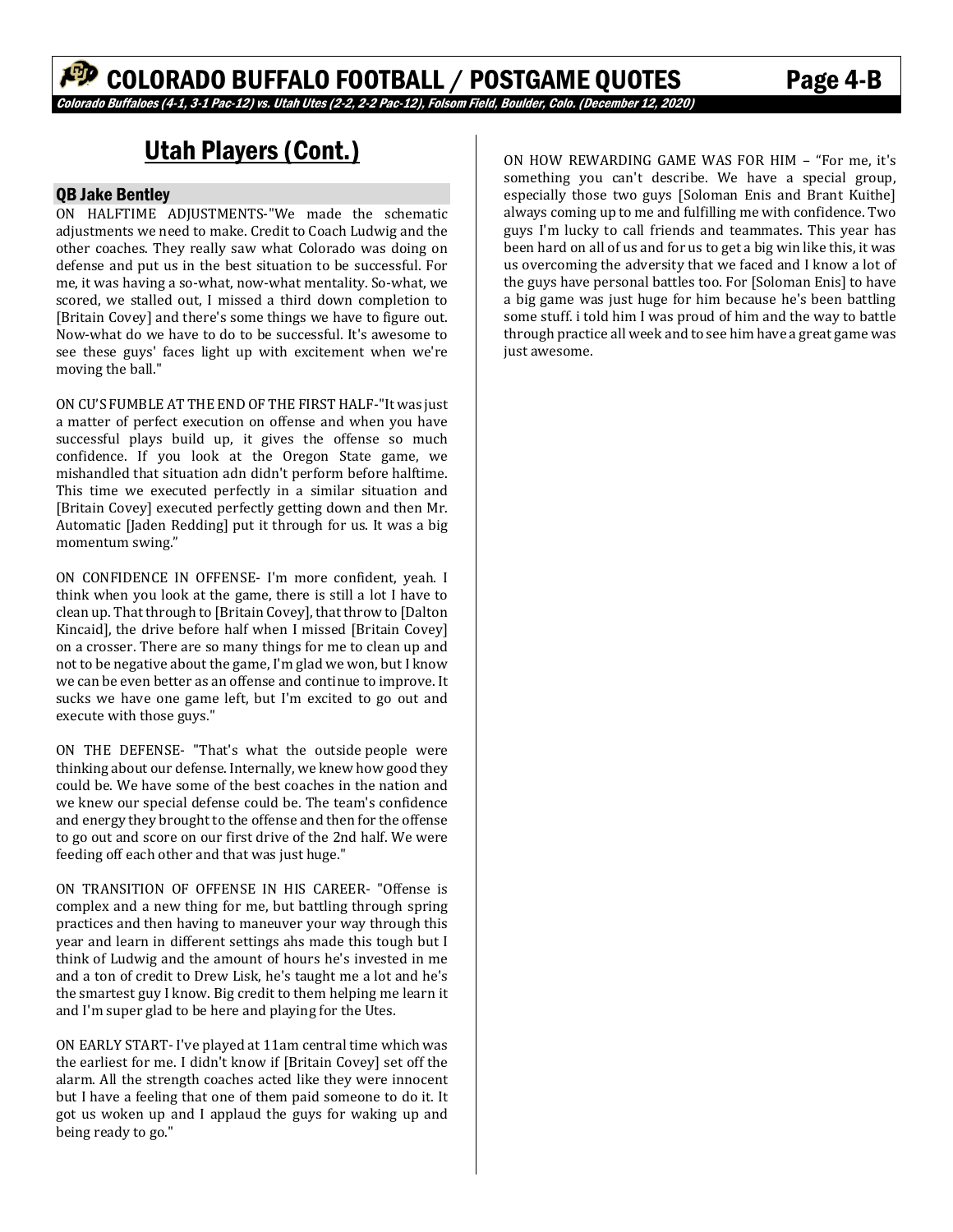## Utah Players (Cont.)

### QB Jake Bentley

ON HALFTIME ADJUSTMENTS-"We made the schematic adjustments we need to make. Credit to Coach Ludwig and the other coaches. They really saw what Colorado was doing on defense and put us in the best situation to be successful. For me, it was having a so-what, now-what mentality. So-what, we scored, we stalled out, I missed a third down completion to [Britain Covey] and there's some things we have to figure out. Now-what do we have to do to be successful. It's awesome to see these guys' faces light up with excitement when we're moving the ball."

ON CU'S FUMBLE AT THE END OF THE FIRST HALF-"It was just a matter of perfect execution on offense and when you have successful plays build up, it gives the offense so much confidence. If you look at the Oregon State game, we mishandled that situation adn didn't perform before halftime. This time we executed perfectly in a similar situation and [Britain Covey] executed perfectly getting down and then Mr. Automatic [Jaden Redding] put it through for us. It was a big momentum swing."

ON CONFIDENCE IN OFFENSE- I'm more confident, yeah. I think when you look at the game, there is still a lot I have to clean up. That through to [Britain Covey], that throw to [Dalton Kincaid], the drive before half when I missed [Britain Covey] on a crosser. There are so many things for me to clean up and not to be negative about the game, I'm glad we won, but I know we can be even better as an offense and continue to improve. It sucks we have one game left, but I'm excited to go out and execute with those guys."

ON THE DEFENSE- "That's what the outside people were thinking about our defense. Internally, we knew how good they could be. We have some of the best coaches in the nation and we knew our special defense could be. The team's confidence and energy they brought to the offense and then for the offense to go out and score on our first drive of the 2nd half. We were feeding off each other and that was just huge."

ON TRANSITION OF OFFENSE IN HIS CAREER- "Offense is complex and a new thing for me, but battling through spring practices and then having to maneuver your way through this year and learn in different settings ahs made this tough but I think of Ludwig and the amount of hours he's invested in me and a ton of credit to Drew Lisk, he's taught me a lot and he's the smartest guy I know. Big credit to them helping me learn it and I'm super glad to be here and playing for the Utes.

ON EARLY START- I've played at 11am central time which was the earliest for me. I didn't know if [Britain Covey] set off the alarm. All the strength coaches acted like they were innocent but I have a feeling that one of them paid someone to do it. It got us woken up and I applaud the guys for waking up and being ready to go."

ON HOW REWARDING GAME WAS FOR HIM – "For me, it's something you can't describe. We have a special group, especially those two guys [Soloman Enis and Brant Kuithe] always coming up to me and fulfilling me with confidence. Two guys I'm lucky to call friends and teammates. This year has been hard on all of us and for us to get a big win like this, it was us overcoming the adversity that we faced and I know a lot of the guys have personal battles too. For [Soloman Enis] to have a big game was just huge for him because he's been battling some stuff. i told him I was proud of him and the way to battle through practice all week and to see him have a great game was just awesome.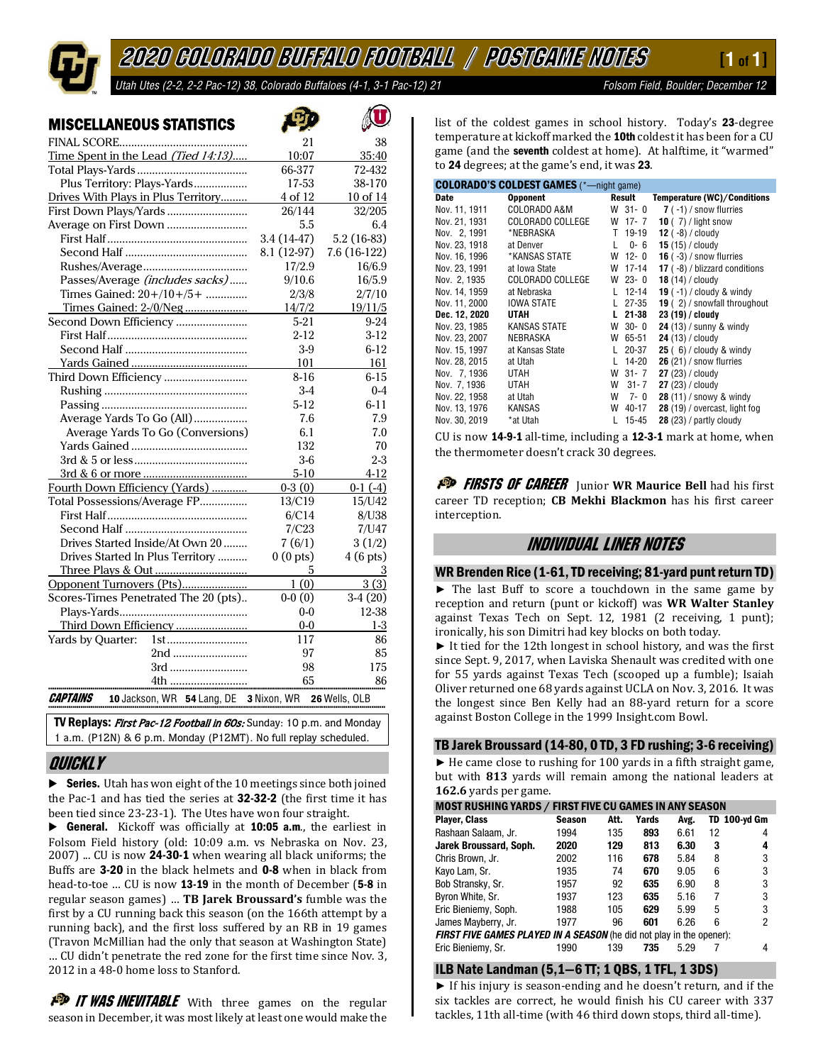# 2020 COLORADO BUFFALO FOOTBALL / POSTGAME NOTES

*Utah Utes (2-2, 2-2 Pac-12) 38, Colorado Buffaloes (4-1, 3-1 Pac-12) 21* — *Folsom Field, Boulder; December 12*

## MISCELLANEOUS STATISTICS

| | CU | Utah |
|---|---|---|
| FINAL SCORE | 21 | 38 |
| Time Spent in the Lead *(Tied 14:13)* | 10:07 | 35:40 |
| Total Plays-Yards | 66-377 | 72-432 |
| Plus Territory: Plays-Yards | 17-53 | 38-170 |
| Drives With Plays in Plus Territory | 4 of 12 | 10 of 14 |
| First Down Plays/Yards | 26/144 | 32/205 |
| Average on First Down | 5.5 | 6.4 |
| First Half | 3.4 (14-47) | 5.2 (16-83) |
| Second Half | 8.1 (12-97) | 7.6 (16-122) |
| Rushes/Average | 17/2.9 | 16/6.9 |
| Passes/Average *(includes sacks)* | 9/10.6 | 16/5.9 |
| Times Gained: 20+/10+/5+ | 2/3/8 | 2/7/10 |
| Times Gained: 2-/0/Neg | 14/7/2 | 19/11/5 |
| Second Down Efficiency | 5-21 | 9-24 |
| First Half | 2-12 | 3-12 |
| Second Half | 3-9 | 6-12 |
| Yards Gained | 101 | 161 |
| Third Down Efficiency | 8-16 | 6-15 |
| Rushing | 3-4 | 0-4 |
| Passing | 5-12 | 6-11 |
| Average Yards To Go (All) | 7.6 | 7.9 |
| Average Yards To Go (Conversions) | 6.1 | 7.0 |
| Yards Gained | 132 | 70 |
| 3rd & 5 or less | 3-6 | 2-3 |
| 3rd & 6 or more | 5-10 | 4-12 |
| Fourth Down Efficiency (Yards) | 0-3 (0) | 0-1 (-4) |
| Total Possessions/Average FP | 13/C19 | 15/U42 |
| First Half | 6/C14 | 8/U38 |
| Second Half | 7/C23 | 7/U47 |
| Drives Started Inside/At Own 20 | 7 (6/1) | 3 (1/2) |
| Drives Started In Plus Territory | 0 (0 pts) | 4 (6 pts) |
| Three Plays & Out | 5 | 3 |
| Opponent Turnovers (Pts) | 1 (0) | 3 (3) |
| Scores-Times Penetrated The 20 (pts) | 0-0 (0) | 3-4 (20) |
| Plays-Yards | 0-0 | 12-38 |
| Third Down Efficiency | 0-0 | 1-3 |
| Yards by Quarter: 1st | 117 | 86 |
| 2nd | 97 | 85 |
| 3rd | 98 | 175 |
| 4th | 65 | 86 |

***CAPTAINS*** **10** Jackson, WR **54** Lang, DE **3** Nixon, WR **26** Wells, OLB

**TV Replays:** *First Pac-12 Football in 60s:* Sunday: 10 p.m. and Monday 1 a.m. (P12N) & 6 p.m. Monday (P12MT). No full replay scheduled.

## QUICKLY

► **Series.** Utah has won eight of the 10 meetings since both joined the Pac-1 and has tied the series at **32-32-2** (the first time it has been tied since 23-23-1). The Utes have won four straight.

► **General.** Kickoff was officially at **10:05 a.m.**, the earliest in Folsom Field history (old: 10:09 a.m. vs Nebraska on Nov. 23, 2007) ... CU is now **24-30-1** when wearing all black uniforms; the Buffs are **3-20** in the black helmets and **0-8** when in black from head-to-toe ... CU is now **13-19** in the month of December (**5-8** in regular season games) ... **TB Jarek Broussard's** fumble was the first by a CU running back this season (on the 166th attempt by a running back), and the first loss suffered by an RB in 19 games (Travon McMillian had the only that season at Washington State) ... CU didn't penetrate the red zone for the first time since Nov. 3, 2012 in a 48-0 home loss to Stanford.

***IT WAS INEVITABLE*** With three games on the regular season in December, it was most likely at least one would make the list of the coldest games in school history. Today's **23**-degree temperature at kickoff marked the **10th** coldest it has been for a CU game (and the **seventh** coldest at home). At halftime, it "warmed" to **24** degrees; at the game's end, it was **23**.

**COLORADO'S COLDEST GAMES** (*—night game)

| Date | Opponent | Result | Temperature (WC)/Conditions |
|---|---|---|---|
| Nov. 11, 1911 | COLORADO A&M | W 31- 0 | **7** ( -1) / snow flurries |
| Nov. 21, 1931 | COLORADO COLLEGE | W 17- 7 | **10** ( 7) / light snow |
| Nov. 2, 1991 | *NEBRASKA | T 19-19 | **12** ( -8) / cloudy |
| Nov. 23, 1918 | at Denver | L 0- 6 | **15** (15) / cloudy |
| Nov. 16, 1996 | *KANSAS STATE | W 12- 0 | **16** ( -3) / snow flurries |
| Nov. 23, 1991 | at Iowa State | W 17-14 | **17** ( -8) / blizzard conditions |
| Nov. 2, 1935 | COLORADO COLLEGE | W 23- 0 | **18** (14) / cloudy |
| Nov. 14, 1959 | at Nebraska | L 12-14 | **19** ( -1) / cloudy & windy |
| Nov. 11, 2000 | IOWA STATE | L 27-35 | **19** ( 2) / snowfall throughout |
| **Dec. 12, 2020** | **UTAH** | **L 21-38** | **23 (19) / cloudy** |
| Nov. 23, 1985 | KANSAS STATE | W 30- 0 | **24** (13) / sunny & windy |
| Nov. 23, 2007 | NEBRASKA | W 65-51 | **24** (13) / cloudy |
| Nov. 15, 1997 | at Kansas State | L 20-37 | **25** ( 6) / cloudy & windy |
| Nov. 28, 2015 | at Utah | L 14-20 | **26** (21) / snow flurries |
| Nov. 7, 1936 | UTAH | W 31- 7 | **27** (23) / cloudy |
| Nov. 7, 1936 | UTAH | W 31- 7 | **27** (23) / cloudy |
| Nov. 22, 1958 | at Utah | W 7- 0 | **28** (11) / snowy & windy |
| Nov. 13, 1976 | KANSAS | W 40-17 | **28** (19) / overcast, light fog |
| Nov. 30, 2019 | *at Utah | L 15-45 | **28** (23) / partly cloudy |

CU is now **14-9-1** all-time, including a **12-3-1** mark at home, when the thermometer doesn't crack 30 degrees.

***FIRSTS OF CAREER*** Junior **WR Maurice Bell** had his first career TD reception; **CB Mekhi Blackmon** has his first career interception.

## INDIVIDUAL LINER NOTES

### WR Brenden Rice (1-61, TD receiving; 81-yard punt return TD)

► The last Buff to score a touchdown in the same game by reception and return (punt or kickoff) was **WR Walter Stanley** against Texas Tech on Sept. 12, 1981 (2 receiving, 1 punt); ironically, his son Dimitri had key blocks on both today.

► It tied for the 12th longest in school history, and was the first since Sept. 9, 2017, when Laviska Shenault was credited with one for 55 yards against Texas Tech (scooped up a fumble); Isaiah Oliver returned one 68 yards against UCLA on Nov. 3, 2016. It was the longest since Ben Kelly had an 88-yard return for a score against Boston College in the 1999 Insight.com Bowl.

### TB Jarek Broussard (14-80, 0 TD, 3 FD rushing; 3-6 receiving)

► He came close to rushing for 100 yards in a fifth straight game, but with **813** yards will remain among the national leaders at **162.6** yards per game.

**MOST RUSHING YARDS / FIRST FIVE CU GAMES IN ANY SEASON**

| Player, Class | Season | Att. | Yards | Avg. | TD | 100-yd Gm |
|---|---|---|---|---|---|---|
| Rashaan Salaam, Jr. | 1994 | 135 | **893** | 6.61 | 12 | 4 |
| **Jarek Broussard, Soph.** | **2020** | **129** | **813** | **6.30** | **3** | **4** |
| Chris Brown, Jr. | 2002 | 116 | **678** | 5.84 | 8 | 3 |
| Kayo Lam, Sr. | 1935 | 74 | **670** | 9.05 | 6 | 3 |
| Bob Stransky, Sr. | 1957 | 92 | **635** | 6.90 | 8 | 3 |
| Byron White, Sr. | 1937 | 123 | **635** | 5.16 | 7 | 3 |
| Eric Bieniemy, Soph. | 1988 | 105 | **629** | 5.99 | 5 | 3 |
| James Mayberry, Jr. | 1977 | 96 | **601** | 6.26 | 6 | 2 |
| ***FIRST FIVE GAMES PLAYED IN A SEASON*** (he did not play in the opener): | | | | | | |
| Eric Bieniemy, Sr. | 1990 | 139 | **735** | 5.29 | 7 | 4 |

### ILB Nate Landman (5,1—6 TT; 1 QBS, 1 TFL, 1 3DS)

► If his injury is season-ending and he doesn't return, and if the six tackles are correct, he would finish his CU career with 337 tackles, 11th all-time (with 46 third down stops, third all-time).